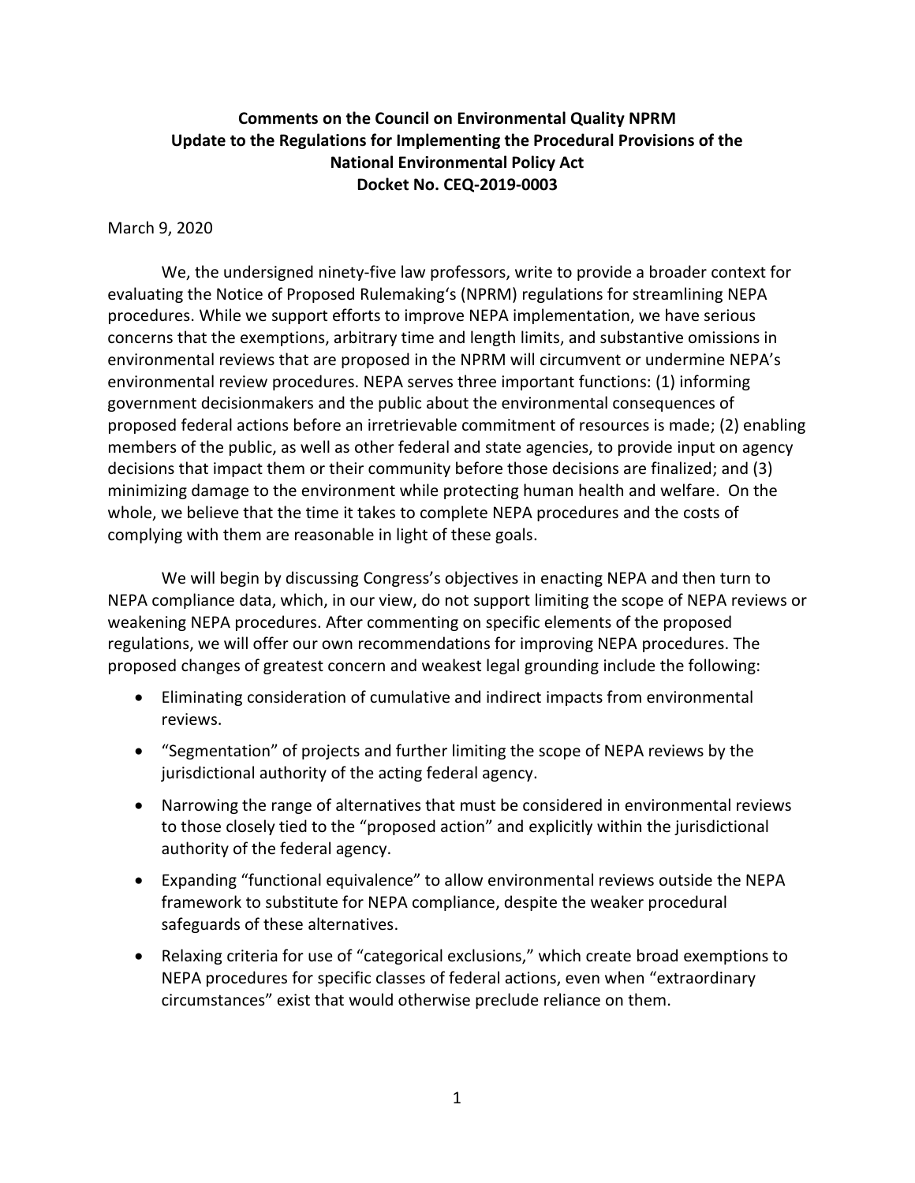**Comments on the Council on Environmental Quality NPRM**
**Update to the Regulations for Implementing the Procedural Provisions of the National Environmental Policy Act**
**Docket No. CEQ-2019-0003**

March 9, 2020

We, the undersigned ninety-five law professors, write to provide a broader context for evaluating the Notice of Proposed Rulemaking's (NPRM) regulations for streamlining NEPA procedures. While we support efforts to improve NEPA implementation, we have serious concerns that the exemptions, arbitrary time and length limits, and substantive omissions in environmental reviews that are proposed in the NPRM will circumvent or undermine NEPA's environmental review procedures. NEPA serves three important functions: (1) informing government decisionmakers and the public about the environmental consequences of proposed federal actions before an irretrievable commitment of resources is made; (2) enabling members of the public, as well as other federal and state agencies, to provide input on agency decisions that impact them or their community before those decisions are finalized; and (3) minimizing damage to the environment while protecting human health and welfare. On the whole, we believe that the time it takes to complete NEPA procedures and the costs of complying with them are reasonable in light of these goals.

We will begin by discussing Congress's objectives in enacting NEPA and then turn to NEPA compliance data, which, in our view, do not support limiting the scope of NEPA reviews or weakening NEPA procedures. After commenting on specific elements of the proposed regulations, we will offer our own recommendations for improving NEPA procedures. The proposed changes of greatest concern and weakest legal grounding include the following:

- Eliminating consideration of cumulative and indirect impacts from environmental reviews.
- "Segmentation" of projects and further limiting the scope of NEPA reviews by the jurisdictional authority of the acting federal agency.
- Narrowing the range of alternatives that must be considered in environmental reviews to those closely tied to the "proposed action" and explicitly within the jurisdictional authority of the federal agency.
- Expanding "functional equivalence" to allow environmental reviews outside the NEPA framework to substitute for NEPA compliance, despite the weaker procedural safeguards of these alternatives.
- Relaxing criteria for use of "categorical exclusions," which create broad exemptions to NEPA procedures for specific classes of federal actions, even when "extraordinary circumstances" exist that would otherwise preclude reliance on them.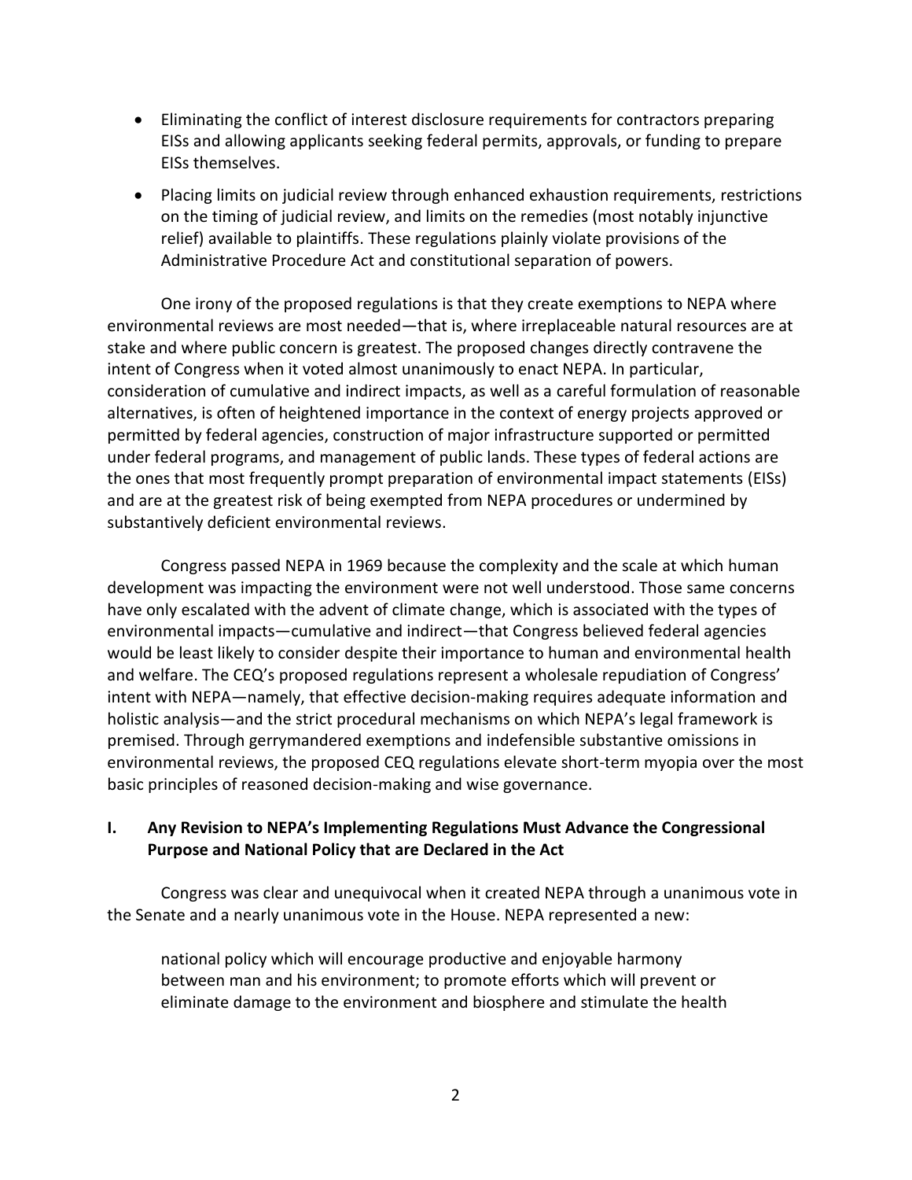- Eliminating the conflict of interest disclosure requirements for contractors preparing EISs and allowing applicants seeking federal permits, approvals, or funding to prepare EISs themselves.
- Placing limits on judicial review through enhanced exhaustion requirements, restrictions on the timing of judicial review, and limits on the remedies (most notably injunctive relief) available to plaintiffs. These regulations plainly violate provisions of the Administrative Procedure Act and constitutional separation of powers.

One irony of the proposed regulations is that they create exemptions to NEPA where environmental reviews are most needed—that is, where irreplaceable natural resources are at stake and where public concern is greatest. The proposed changes directly contravene the intent of Congress when it voted almost unanimously to enact NEPA. In particular, consideration of cumulative and indirect impacts, as well as a careful formulation of reasonable alternatives, is often of heightened importance in the context of energy projects approved or permitted by federal agencies, construction of major infrastructure supported or permitted under federal programs, and management of public lands. These types of federal actions are the ones that most frequently prompt preparation of environmental impact statements (EISs) and are at the greatest risk of being exempted from NEPA procedures or undermined by substantively deficient environmental reviews.

Congress passed NEPA in 1969 because the complexity and the scale at which human development was impacting the environment were not well understood. Those same concerns have only escalated with the advent of climate change, which is associated with the types of environmental impacts—cumulative and indirect—that Congress believed federal agencies would be least likely to consider despite their importance to human and environmental health and welfare. The CEQ's proposed regulations represent a wholesale repudiation of Congress' intent with NEPA—namely, that effective decision-making requires adequate information and holistic analysis—and the strict procedural mechanisms on which NEPA's legal framework is premised. Through gerrymandered exemptions and indefensible substantive omissions in environmental reviews, the proposed CEQ regulations elevate short-term myopia over the most basic principles of reasoned decision-making and wise governance.

## I. Any Revision to NEPA's Implementing Regulations Must Advance the Congressional Purpose and National Policy that are Declared in the Act

Congress was clear and unequivocal when it created NEPA through a unanimous vote in the Senate and a nearly unanimous vote in the House. NEPA represented a new:

> national policy which will encourage productive and enjoyable harmony between man and his environment; to promote efforts which will prevent or eliminate damage to the environment and biosphere and stimulate the health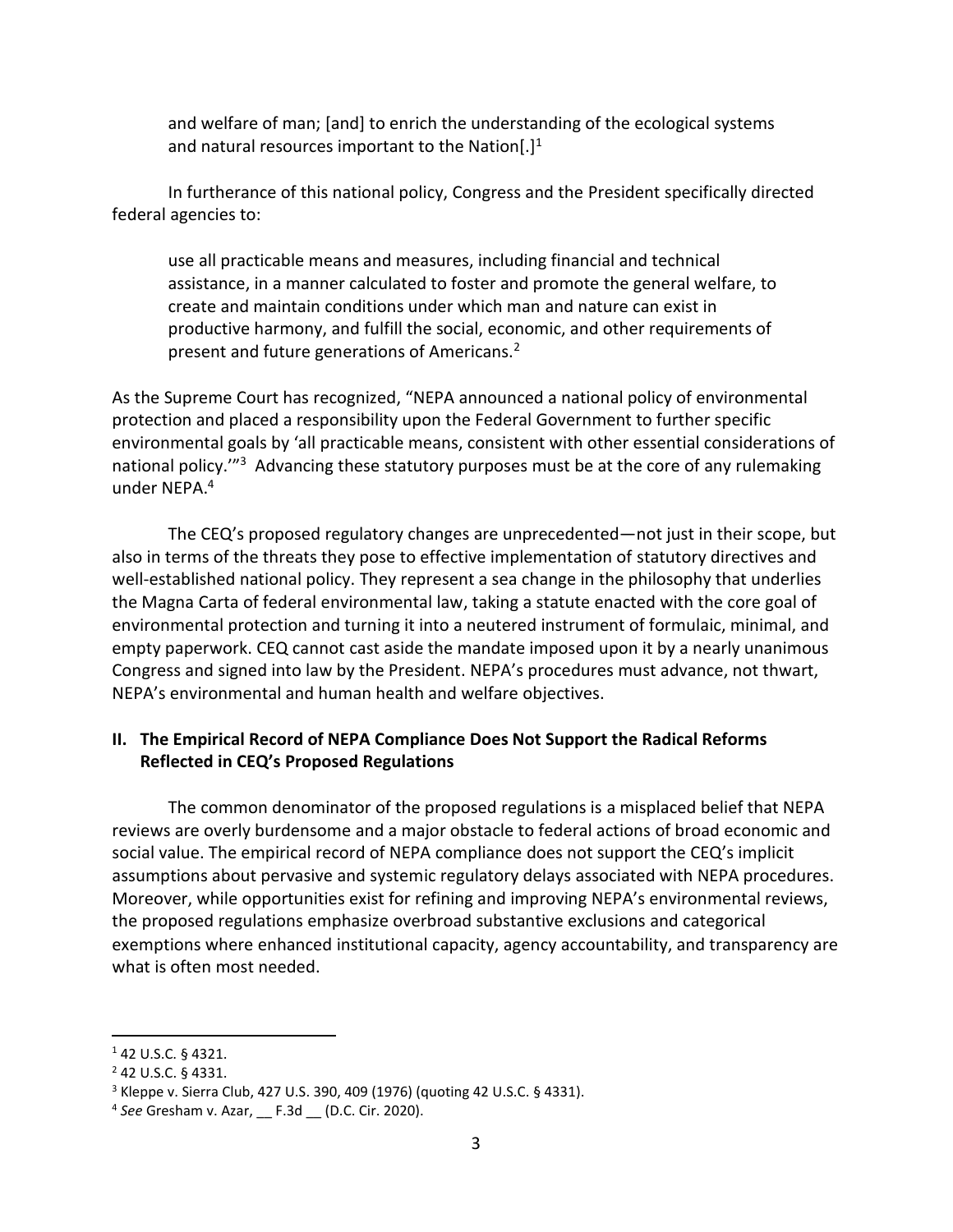> and welfare of man; [and] to enrich the understanding of the ecological systems and natural resources important to the Nation[.][1]

In furtherance of this national policy, Congress and the President specifically directed federal agencies to:

> use all practicable means and measures, including financial and technical assistance, in a manner calculated to foster and promote the general welfare, to create and maintain conditions under which man and nature can exist in productive harmony, and fulfill the social, economic, and other requirements of present and future generations of Americans.[2]

As the Supreme Court has recognized, "NEPA announced a national policy of environmental protection and placed a responsibility upon the Federal Government to further specific environmental goals by 'all practicable means, consistent with other essential considerations of national policy.'"[3] Advancing these statutory purposes must be at the core of any rulemaking under NEPA.[4]

The CEQ's proposed regulatory changes are unprecedented—not just in their scope, but also in terms of the threats they pose to effective implementation of statutory directives and well-established national policy. They represent a sea change in the philosophy that underlies the Magna Carta of federal environmental law, taking a statute enacted with the core goal of environmental protection and turning it into a neutered instrument of formulaic, minimal, and empty paperwork. CEQ cannot cast aside the mandate imposed upon it by a nearly unanimous Congress and signed into law by the President. NEPA's procedures must advance, not thwart, NEPA's environmental and human health and welfare objectives.

## II. The Empirical Record of NEPA Compliance Does Not Support the Radical Reforms Reflected in CEQ's Proposed Regulations

The common denominator of the proposed regulations is a misplaced belief that NEPA reviews are overly burdensome and a major obstacle to federal actions of broad economic and social value. The empirical record of NEPA compliance does not support the CEQ's implicit assumptions about pervasive and systemic regulatory delays associated with NEPA procedures. Moreover, while opportunities exist for refining and improving NEPA's environmental reviews, the proposed regulations emphasize overbroad substantive exclusions and categorical exemptions where enhanced institutional capacity, agency accountability, and transparency are what is often most needed.

---

[1] 42 U.S.C. § 4321.

[2] 42 U.S.C. § 4331.

[3] Kleppe v. Sierra Club, 427 U.S. 390, 409 (1976) (quoting 42 U.S.C. § 4331).

[4] *See* Gresham v. Azar, __ F.3d __ (D.C. Cir. 2020).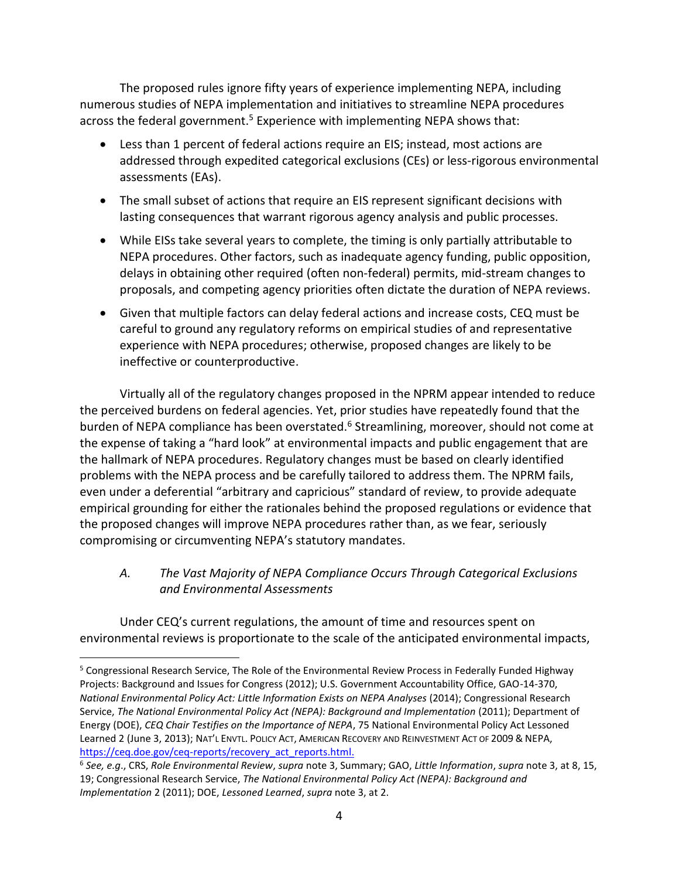The proposed rules ignore fifty years of experience implementing NEPA, including numerous studies of NEPA implementation and initiatives to streamline NEPA procedures across the federal government.[5] Experience with implementing NEPA shows that:

- Less than 1 percent of federal actions require an EIS; instead, most actions are addressed through expedited categorical exclusions (CEs) or less-rigorous environmental assessments (EAs).
- The small subset of actions that require an EIS represent significant decisions with lasting consequences that warrant rigorous agency analysis and public processes.
- While EISs take several years to complete, the timing is only partially attributable to NEPA procedures. Other factors, such as inadequate agency funding, public opposition, delays in obtaining other required (often non-federal) permits, mid-stream changes to proposals, and competing agency priorities often dictate the duration of NEPA reviews.
- Given that multiple factors can delay federal actions and increase costs, CEQ must be careful to ground any regulatory reforms on empirical studies of and representative experience with NEPA procedures; otherwise, proposed changes are likely to be ineffective or counterproductive.

Virtually all of the regulatory changes proposed in the NPRM appear intended to reduce the perceived burdens on federal agencies. Yet, prior studies have repeatedly found that the burden of NEPA compliance has been overstated.[6] Streamlining, moreover, should not come at the expense of taking a "hard look" at environmental impacts and public engagement that are the hallmark of NEPA procedures. Regulatory changes must be based on clearly identified problems with the NEPA process and be carefully tailored to address them. The NPRM fails, even under a deferential "arbitrary and capricious" standard of review, to provide adequate empirical grounding for either the rationales behind the proposed regulations or evidence that the proposed changes will improve NEPA procedures rather than, as we fear, seriously compromising or circumventing NEPA's statutory mandates.

### *A. The Vast Majority of NEPA Compliance Occurs Through Categorical Exclusions and Environmental Assessments*

Under CEQ's current regulations, the amount of time and resources spent on environmental reviews is proportionate to the scale of the anticipated environmental impacts,

---

[5] Congressional Research Service, The Role of the Environmental Review Process in Federally Funded Highway Projects: Background and Issues for Congress (2012); U.S. Government Accountability Office, GAO-14-370, *National Environmental Policy Act: Little Information Exists on NEPA Analyses* (2014); Congressional Research Service, *The National Environmental Policy Act (NEPA): Background and Implementation* (2011); Department of Energy (DOE), *CEQ Chair Testifies on the Importance of NEPA*, 75 National Environmental Policy Act Lessoned Learned 2 (June 3, 2013); NAT'L ENVTL. POLICY ACT, AMERICAN RECOVERY AND REINVESTMENT ACT OF 2009 & NEPA, https://ceq.doe.gov/ceq-reports/recovery_act_reports.html.

[6] *See, e.g.*, CRS, *Role Environmental Review*, *supra* note 3, Summary; GAO, *Little Information*, *supra* note 3, at 8, 15, 19; Congressional Research Service, *The National Environmental Policy Act (NEPA): Background and Implementation* 2 (2011); DOE, *Lessoned Learned*, *supra* note 3, at 2.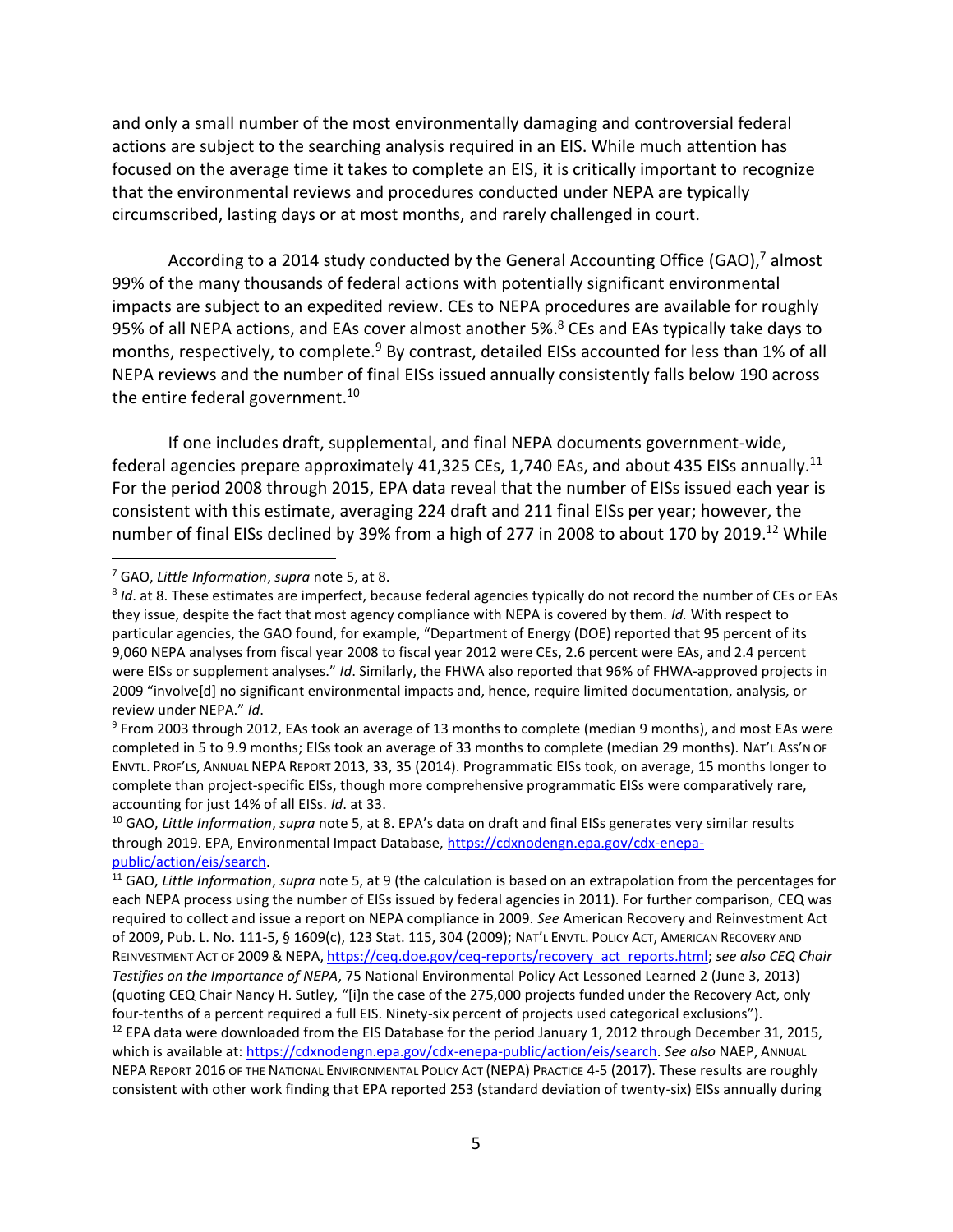and only a small number of the most environmentally damaging and controversial federal actions are subject to the searching analysis required in an EIS. While much attention has focused on the average time it takes to complete an EIS, it is critically important to recognize that the environmental reviews and procedures conducted under NEPA are typically circumscribed, lasting days or at most months, and rarely challenged in court.

According to a 2014 study conducted by the General Accounting Office (GAO),[7] almost 99% of the many thousands of federal actions with potentially significant environmental impacts are subject to an expedited review. CEs to NEPA procedures are available for roughly 95% of all NEPA actions, and EAs cover almost another 5%.[8] CEs and EAs typically take days to months, respectively, to complete.[9] By contrast, detailed EISs accounted for less than 1% of all NEPA reviews and the number of final EISs issued annually consistently falls below 190 across the entire federal government.[10]

If one includes draft, supplemental, and final NEPA documents government-wide, federal agencies prepare approximately 41,325 CEs, 1,740 EAs, and about 435 EISs annually.[11] For the period 2008 through 2015, EPA data reveal that the number of EISs issued each year is consistent with this estimate, averaging 224 draft and 211 final EISs per year; however, the number of final EISs declined by 39% from a high of 277 in 2008 to about 170 by 2019.[12] While

---

[7] GAO, *Little Information*, *supra* note 5, at 8.

[8] *Id*. at 8. These estimates are imperfect, because federal agencies typically do not record the number of CEs or EAs they issue, despite the fact that most agency compliance with NEPA is covered by them. *Id.* With respect to particular agencies, the GAO found, for example, "Department of Energy (DOE) reported that 95 percent of its 9,060 NEPA analyses from fiscal year 2008 to fiscal year 2012 were CEs, 2.6 percent were EAs, and 2.4 percent were EISs or supplement analyses." *Id*. Similarly, the FHWA also reported that 96% of FHWA-approved projects in 2009 "involve[d] no significant environmental impacts and, hence, require limited documentation, analysis, or review under NEPA." *Id*.

[9] From 2003 through 2012, EAs took an average of 13 months to complete (median 9 months), and most EAs were completed in 5 to 9.9 months; EISs took an average of 33 months to complete (median 29 months). NAT'L ASS'N OF ENVTL. PROF'LS, ANNUAL NEPA REPORT 2013, 33, 35 (2014). Programmatic EISs took, on average, 15 months longer to complete than project-specific EISs, though more comprehensive programmatic EISs were comparatively rare, accounting for just 14% of all EISs. *Id*. at 33.

[10] GAO, *Little Information*, *supra* note 5, at 8. EPA's data on draft and final EISs generates very similar results through 2019. EPA, Environmental Impact Database, https://cdxnodengn.epa.gov/cdx-enepa-public/action/eis/search.

[11] GAO, *Little Information*, *supra* note 5, at 9 (the calculation is based on an extrapolation from the percentages for each NEPA process using the number of EISs issued by federal agencies in 2011). For further comparison, CEQ was required to collect and issue a report on NEPA compliance in 2009. *See* American Recovery and Reinvestment Act of 2009, Pub. L. No. 111-5, § 1609(c), 123 Stat. 115, 304 (2009); NAT'L ENVTL. POLICY ACT, AMERICAN RECOVERY AND REINVESTMENT ACT OF 2009 & NEPA, https://ceq.doe.gov/ceq-reports/recovery_act_reports.html; *see also CEQ Chair Testifies on the Importance of NEPA*, 75 National Environmental Policy Act Lessoned Learned 2 (June 3, 2013) (quoting CEQ Chair Nancy H. Sutley, "[i]n the case of the 275,000 projects funded under the Recovery Act, only four-tenths of a percent required a full EIS. Ninety-six percent of projects used categorical exclusions").

[12] EPA data were downloaded from the EIS Database for the period January 1, 2012 through December 31, 2015, which is available at: https://cdxnodengn.epa.gov/cdx-enepa-public/action/eis/search. *See also* NAEP, ANNUAL NEPA REPORT 2016 OF THE NATIONAL ENVIRONMENTAL POLICY ACT (NEPA) PRACTICE 4-5 (2017). These results are roughly consistent with other work finding that EPA reported 253 (standard deviation of twenty-six) EISs annually during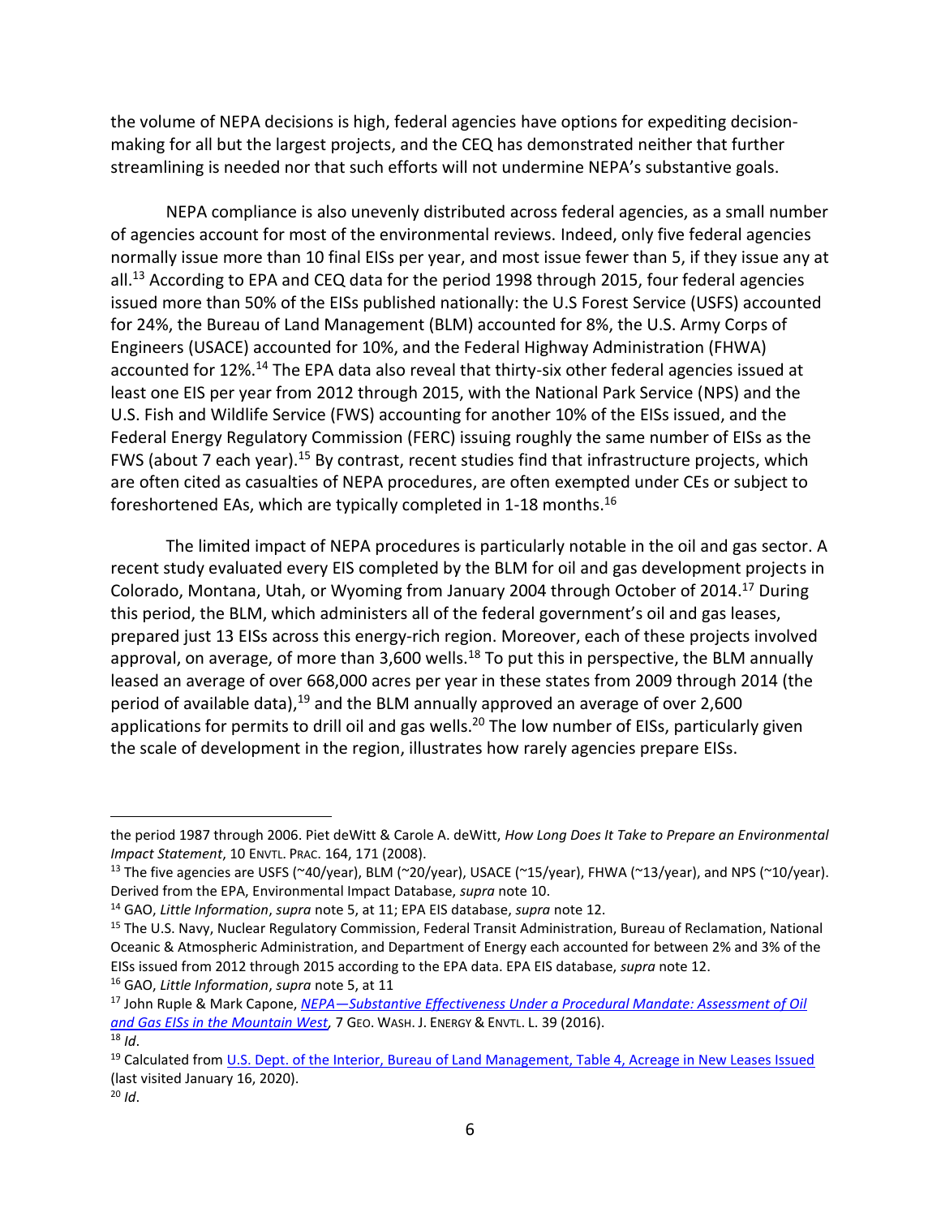the volume of NEPA decisions is high, federal agencies have options for expediting decision-making for all but the largest projects, and the CEQ has demonstrated neither that further streamlining is needed nor that such efforts will not undermine NEPA's substantive goals.

NEPA compliance is also unevenly distributed across federal agencies, as a small number of agencies account for most of the environmental reviews. Indeed, only five federal agencies normally issue more than 10 final EISs per year, and most issue fewer than 5, if they issue any at all.[13] According to EPA and CEQ data for the period 1998 through 2015, four federal agencies issued more than 50% of the EISs published nationally: the U.S Forest Service (USFS) accounted for 24%, the Bureau of Land Management (BLM) accounted for 8%, the U.S. Army Corps of Engineers (USACE) accounted for 10%, and the Federal Highway Administration (FHWA) accounted for 12%.[14] The EPA data also reveal that thirty-six other federal agencies issued at least one EIS per year from 2012 through 2015, with the National Park Service (NPS) and the U.S. Fish and Wildlife Service (FWS) accounting for another 10% of the EISs issued, and the Federal Energy Regulatory Commission (FERC) issuing roughly the same number of EISs as the FWS (about 7 each year).[15] By contrast, recent studies find that infrastructure projects, which are often cited as casualties of NEPA procedures, are often exempted under CEs or subject to foreshortened EAs, which are typically completed in 1-18 months.[16]

The limited impact of NEPA procedures is particularly notable in the oil and gas sector. A recent study evaluated every EIS completed by the BLM for oil and gas development projects in Colorado, Montana, Utah, or Wyoming from January 2004 through October of 2014.[17] During this period, the BLM, which administers all of the federal government's oil and gas leases, prepared just 13 EISs across this energy-rich region. Moreover, each of these projects involved approval, on average, of more than 3,600 wells.[18] To put this in perspective, the BLM annually leased an average of over 668,000 acres per year in these states from 2009 through 2014 (the period of available data),[19] and the BLM annually approved an average of over 2,600 applications for permits to drill oil and gas wells.[20] The low number of EISs, particularly given the scale of development in the region, illustrates how rarely agencies prepare EISs.

---

the period 1987 through 2006. Piet deWitt & Carole A. deWitt, *How Long Does It Take to Prepare an Environmental Impact Statement*, 10 ENVTL. PRAC. 164, 171 (2008).

[13] The five agencies are USFS (~40/year), BLM (~20/year), USACE (~15/year), FHWA (~13/year), and NPS (~10/year). Derived from the EPA, Environmental Impact Database, *supra* note 10.

[14] GAO, *Little Information*, *supra* note 5, at 11; EPA EIS database, *supra* note 12.

[15] The U.S. Navy, Nuclear Regulatory Commission, Federal Transit Administration, Bureau of Reclamation, National Oceanic & Atmospheric Administration, and Department of Energy each accounted for between 2% and 3% of the EISs issued from 2012 through 2015 according to the EPA data. EPA EIS database, *supra* note 12.

[16] GAO, *Little Information*, *supra* note 5, at 11

[17] John Ruple & Mark Capone, *NEPA—Substantive Effectiveness Under a Procedural Mandate: Assessment of Oil and Gas EISs in the Mountain West*, 7 GEO. WASH. J. ENERGY & ENVTL. L. 39 (2016).

[18] *Id*.

[19] Calculated from U.S. Dept. of the Interior, Bureau of Land Management, Table 4, Acreage in New Leases Issued (last visited January 16, 2020).

[20] *Id*.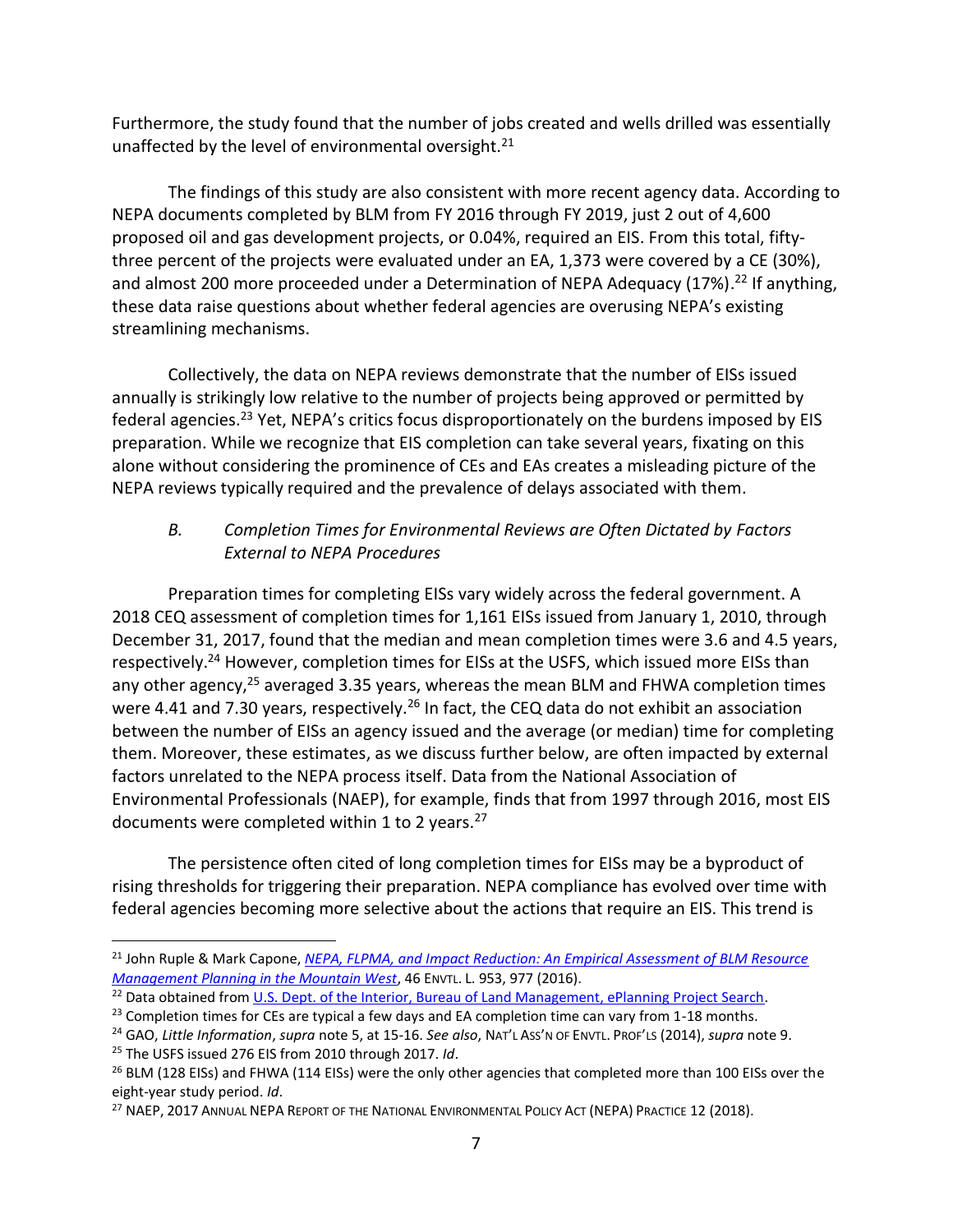Furthermore, the study found that the number of jobs created and wells drilled was essentially unaffected by the level of environmental oversight.[21]

The findings of this study are also consistent with more recent agency data. According to NEPA documents completed by BLM from FY 2016 through FY 2019, just 2 out of 4,600 proposed oil and gas development projects, or 0.04%, required an EIS. From this total, fifty-three percent of the projects were evaluated under an EA, 1,373 were covered by a CE (30%), and almost 200 more proceeded under a Determination of NEPA Adequacy (17%).[22] If anything, these data raise questions about whether federal agencies are overusing NEPA's existing streamlining mechanisms.

Collectively, the data on NEPA reviews demonstrate that the number of EISs issued annually is strikingly low relative to the number of projects being approved or permitted by federal agencies.[23] Yet, NEPA's critics focus disproportionately on the burdens imposed by EIS preparation. While we recognize that EIS completion can take several years, fixating on this alone without considering the prominence of CEs and EAs creates a misleading picture of the NEPA reviews typically required and the prevalence of delays associated with them.

### *B. Completion Times for Environmental Reviews are Often Dictated by Factors External to NEPA Procedures*

Preparation times for completing EISs vary widely across the federal government. A 2018 CEQ assessment of completion times for 1,161 EISs issued from January 1, 2010, through December 31, 2017, found that the median and mean completion times were 3.6 and 4.5 years, respectively.[24] However, completion times for EISs at the USFS, which issued more EISs than any other agency,[25] averaged 3.35 years, whereas the mean BLM and FHWA completion times were 4.41 and 7.30 years, respectively.[26] In fact, the CEQ data do not exhibit an association between the number of EISs an agency issued and the average (or median) time for completing them. Moreover, these estimates, as we discuss further below, are often impacted by external factors unrelated to the NEPA process itself. Data from the National Association of Environmental Professionals (NAEP), for example, finds that from 1997 through 2016, most EIS documents were completed within 1 to 2 years.[27]

The persistence often cited of long completion times for EISs may be a byproduct of rising thresholds for triggering their preparation. NEPA compliance has evolved over time with federal agencies becoming more selective about the actions that require an EIS. This trend is

---

[21] John Ruple & Mark Capone, *NEPA, FLPMA, and Impact Reduction: An Empirical Assessment of BLM Resource Management Planning in the Mountain West*, 46 ENVTL. L. 953, 977 (2016).

[22] Data obtained from U.S. Dept. of the Interior, Bureau of Land Management, ePlanning Project Search.

[23] Completion times for CEs are typical a few days and EA completion time can vary from 1-18 months.

[24] GAO, *Little Information*, *supra* note 5, at 15-16. *See also*, NAT'L ASS'N OF ENVTL. PROF'LS (2014), *supra* note 9.

[25] The USFS issued 276 EIS from 2010 through 2017. *Id*.

[26] BLM (128 EISs) and FHWA (114 EISs) were the only other agencies that completed more than 100 EISs over the eight-year study period. *Id*.

[27] NAEP, 2017 ANNUAL NEPA REPORT OF THE NATIONAL ENVIRONMENTAL POLICY ACT (NEPA) PRACTICE 12 (2018).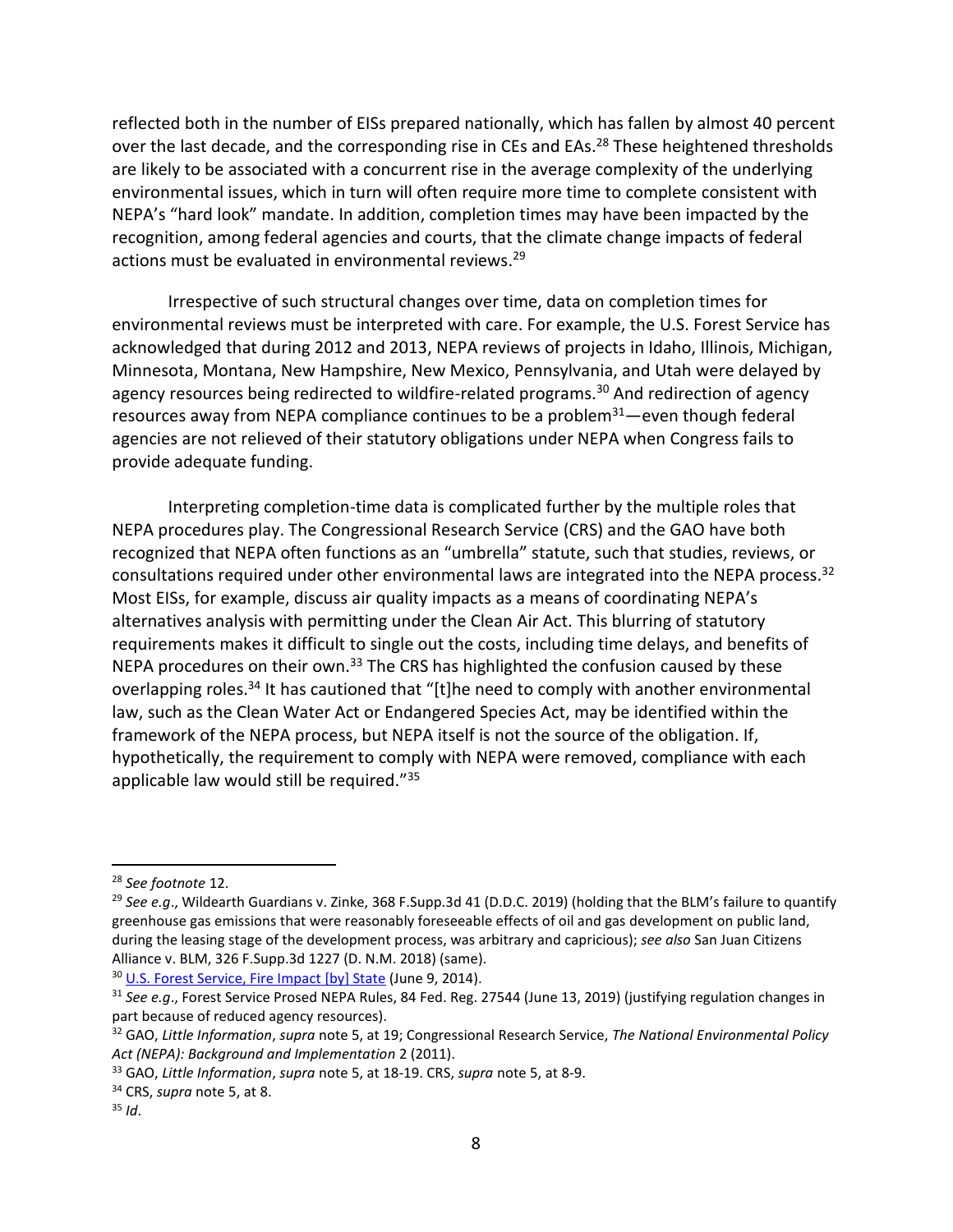reflected both in the number of EISs prepared nationally, which has fallen by almost 40 percent over the last decade, and the corresponding rise in CEs and EAs.[28] These heightened thresholds are likely to be associated with a concurrent rise in the average complexity of the underlying environmental issues, which in turn will often require more time to complete consistent with NEPA's "hard look" mandate. In addition, completion times may have been impacted by the recognition, among federal agencies and courts, that the climate change impacts of federal actions must be evaluated in environmental reviews.[29]

Irrespective of such structural changes over time, data on completion times for environmental reviews must be interpreted with care. For example, the U.S. Forest Service has acknowledged that during 2012 and 2013, NEPA reviews of projects in Idaho, Illinois, Michigan, Minnesota, Montana, New Hampshire, New Mexico, Pennsylvania, and Utah were delayed by agency resources being redirected to wildfire-related programs.[30] And redirection of agency resources away from NEPA compliance continues to be a problem[31]—even though federal agencies are not relieved of their statutory obligations under NEPA when Congress fails to provide adequate funding.

Interpreting completion-time data is complicated further by the multiple roles that NEPA procedures play. The Congressional Research Service (CRS) and the GAO have both recognized that NEPA often functions as an "umbrella" statute, such that studies, reviews, or consultations required under other environmental laws are integrated into the NEPA process.[32] Most EISs, for example, discuss air quality impacts as a means of coordinating NEPA's alternatives analysis with permitting under the Clean Air Act. This blurring of statutory requirements makes it difficult to single out the costs, including time delays, and benefits of NEPA procedures on their own.[33] The CRS has highlighted the confusion caused by these overlapping roles.[34] It has cautioned that "[t]he need to comply with another environmental law, such as the Clean Water Act or Endangered Species Act, may be identified within the framework of the NEPA process, but NEPA itself is not the source of the obligation. If, hypothetically, the requirement to comply with NEPA were removed, compliance with each applicable law would still be required."[35]

---

[28] *See footnote* 12.

[29] *See e.g*., Wildearth Guardians v. Zinke, 368 F.Supp.3d 41 (D.D.C. 2019) (holding that the BLM's failure to quantify greenhouse gas emissions that were reasonably foreseeable effects of oil and gas development on public land, during the leasing stage of the development process, was arbitrary and capricious); *see also* San Juan Citizens Alliance v. BLM, 326 F.Supp.3d 1227 (D. N.M. 2018) (same).

[30] U.S. Forest Service, Fire Impact [by] State (June 9, 2014).

[31] *See e.g*., Forest Service Prosed NEPA Rules, 84 Fed. Reg. 27544 (June 13, 2019) (justifying regulation changes in part because of reduced agency resources).

[32] GAO, *Little Information*, *supra* note 5, at 19; Congressional Research Service, *The National Environmental Policy Act (NEPA): Background and Implementation* 2 (2011).

[33] GAO, *Little Information*, *supra* note 5, at 18-19. CRS, *supra* note 5, at 8-9.

[34] CRS, *supra* note 5, at 8.

[35] *Id*.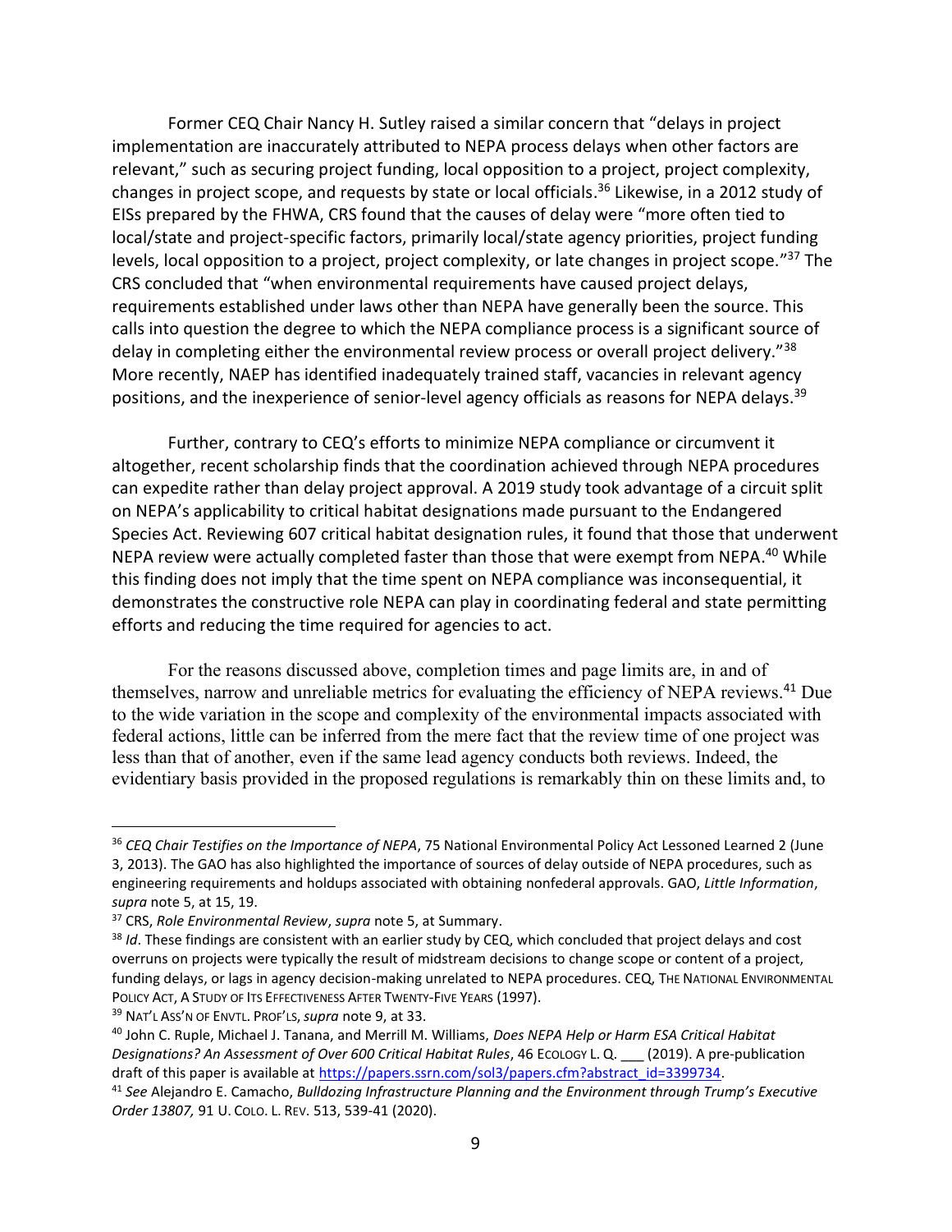Former CEQ Chair Nancy H. Sutley raised a similar concern that "delays in project implementation are inaccurately attributed to NEPA process delays when other factors are relevant," such as securing project funding, local opposition to a project, project complexity, changes in project scope, and requests by state or local officials.[36] Likewise, in a 2012 study of EISs prepared by the FHWA, CRS found that the causes of delay were "more often tied to local/state and project-specific factors, primarily local/state agency priorities, project funding levels, local opposition to a project, project complexity, or late changes in project scope."[37] The CRS concluded that "when environmental requirements have caused project delays, requirements established under laws other than NEPA have generally been the source. This calls into question the degree to which the NEPA compliance process is a significant source of delay in completing either the environmental review process or overall project delivery."[38] More recently, NAEP has identified inadequately trained staff, vacancies in relevant agency positions, and the inexperience of senior-level agency officials as reasons for NEPA delays.[39]

Further, contrary to CEQ's efforts to minimize NEPA compliance or circumvent it altogether, recent scholarship finds that the coordination achieved through NEPA procedures can expedite rather than delay project approval. A 2019 study took advantage of a circuit split on NEPA's applicability to critical habitat designations made pursuant to the Endangered Species Act. Reviewing 607 critical habitat designation rules, it found that those that underwent NEPA review were actually completed faster than those that were exempt from NEPA.[40] While this finding does not imply that the time spent on NEPA compliance was inconsequential, it demonstrates the constructive role NEPA can play in coordinating federal and state permitting efforts and reducing the time required for agencies to act.

For the reasons discussed above, completion times and page limits are, in and of themselves, narrow and unreliable metrics for evaluating the efficiency of NEPA reviews.[41] Due to the wide variation in the scope and complexity of the environmental impacts associated with federal actions, little can be inferred from the mere fact that the review time of one project was less than that of another, even if the same lead agency conducts both reviews. Indeed, the evidentiary basis provided in the proposed regulations is remarkably thin on these limits and, to

---

[36] *CEQ Chair Testifies on the Importance of NEPA*, 75 National Environmental Policy Act Lessoned Learned 2 (June 3, 2013). The GAO has also highlighted the importance of sources of delay outside of NEPA procedures, such as engineering requirements and holdups associated with obtaining nonfederal approvals. GAO, *Little Information*, *supra* note 5, at 15, 19.

[37] CRS, *Role Environmental Review*, *supra* note 5, at Summary.

[38] *Id*. These findings are consistent with an earlier study by CEQ, which concluded that project delays and cost overruns on projects were typically the result of midstream decisions to change scope or content of a project, funding delays, or lags in agency decision-making unrelated to NEPA procedures. CEQ, THE NATIONAL ENVIRONMENTAL POLICY ACT, A STUDY OF ITS EFFECTIVENESS AFTER TWENTY-FIVE YEARS (1997).

[39] NAT'L ASS'N OF ENVTL. PROF'LS, *supra* note 9, at 33.

[40] John C. Ruple, Michael J. Tanana, and Merrill M. Williams, *Does NEPA Help or Harm ESA Critical Habitat Designations? An Assessment of Over 600 Critical Habitat Rules*, 46 ECOLOGY L. Q. ___ (2019). A pre-publication draft of this paper is available at https://papers.ssrn.com/sol3/papers.cfm?abstract_id=3399734.

[41] *See* Alejandro E. Camacho, *Bulldozing Infrastructure Planning and the Environment through Trump's Executive Order 13807,* 91 U. COLO. L. REV. 513, 539-41 (2020).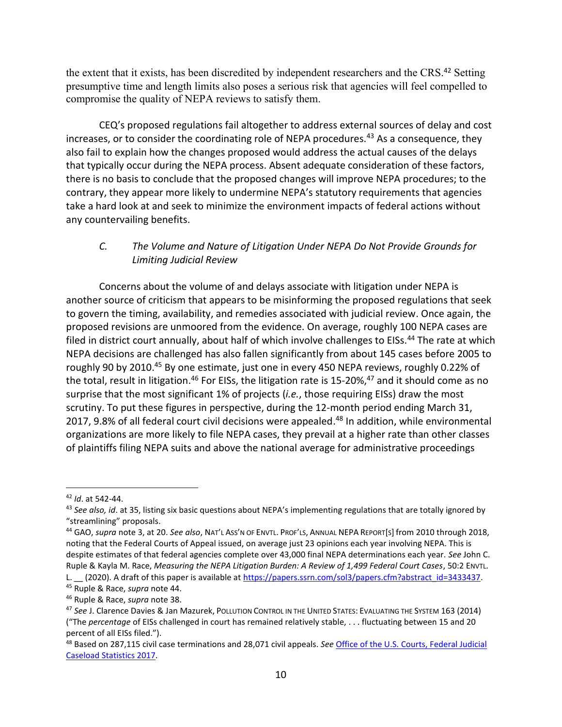the extent that it exists, has been discredited by independent researchers and the CRS.[42] Setting presumptive time and length limits also poses a serious risk that agencies will feel compelled to compromise the quality of NEPA reviews to satisfy them.

CEQ's proposed regulations fail altogether to address external sources of delay and cost increases, or to consider the coordinating role of NEPA procedures.[43] As a consequence, they also fail to explain how the changes proposed would address the actual causes of the delays that typically occur during the NEPA process. Absent adequate consideration of these factors, there is no basis to conclude that the proposed changes will improve NEPA procedures; to the contrary, they appear more likely to undermine NEPA's statutory requirements that agencies take a hard look at and seek to minimize the environment impacts of federal actions without any countervailing benefits.

### C. *The Volume and Nature of Litigation Under NEPA Do Not Provide Grounds for Limiting Judicial Review*

Concerns about the volume of and delays associate with litigation under NEPA is another source of criticism that appears to be misinforming the proposed regulations that seek to govern the timing, availability, and remedies associated with judicial review. Once again, the proposed revisions are unmoored from the evidence. On average, roughly 100 NEPA cases are filed in district court annually, about half of which involve challenges to EISs.[44] The rate at which NEPA decisions are challenged has also fallen significantly from about 145 cases before 2005 to roughly 90 by 2010.[45] By one estimate, just one in every 450 NEPA reviews, roughly 0.22% of the total, result in litigation.[46] For EISs, the litigation rate is 15-20%,[47] and it should come as no surprise that the most significant 1% of projects (*i.e.*, those requiring EISs) draw the most scrutiny. To put these figures in perspective, during the 12-month period ending March 31, 2017, 9.8% of all federal court civil decisions were appealed.[48] In addition, while environmental organizations are more likely to file NEPA cases, they prevail at a higher rate than other classes of plaintiffs filing NEPA suits and above the national average for administrative proceedings

---

[42] *Id*. at 542-44.

[43] *See also, id*. at 35, listing six basic questions about NEPA's implementing regulations that are totally ignored by "streamlining" proposals.

[44] GAO, *supra* note 3, at 20. *See also*, NAT'L ASS'N OF ENVTL. PROF'LS, ANNUAL NEPA REPORT[S] from 2010 through 2018, noting that the Federal Courts of Appeal issued, on average just 23 opinions each year involving NEPA. This is despite estimates of that federal agencies complete over 43,000 final NEPA determinations each year. *See* John C. Ruple & Kayla M. Race, *Measuring the NEPA Litigation Burden: A Review of 1,499 Federal Court Cases*, 50:2 ENVTL. L. __ (2020). A draft of this paper is available at https://papers.ssrn.com/sol3/papers.cfm?abstract_id=3433437.

[45] Ruple & Race, *supra* note 44.

[46] Ruple & Race, *supra* note 38.

[47] *See* J. Clarence Davies & Jan Mazurek, POLLUTION CONTROL IN THE UNITED STATES: EVALUATING THE SYSTEM 163 (2014) ("The *percentage* of EISs challenged in court has remained relatively stable, . . . fluctuating between 15 and 20 percent of all EISs filed.").

[48] Based on 287,115 civil case terminations and 28,071 civil appeals. *See* Office of the U.S. Courts, Federal Judicial Caseload Statistics 2017.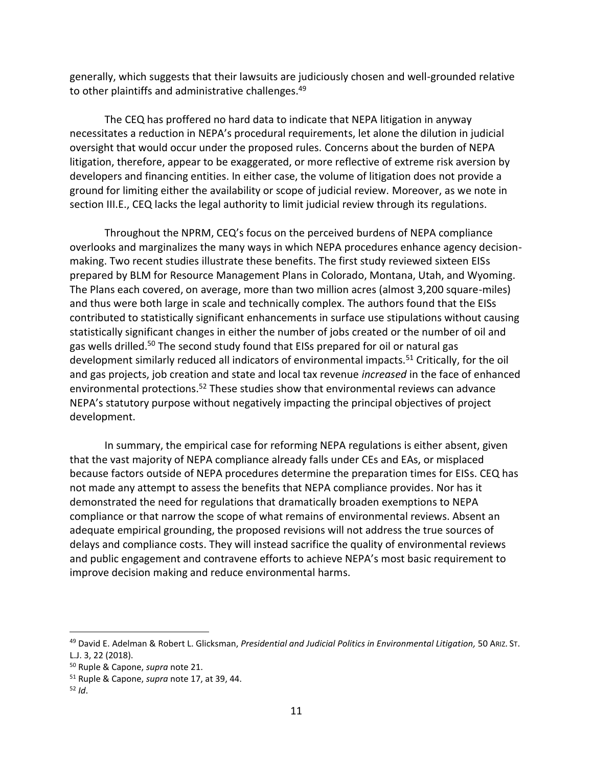generally, which suggests that their lawsuits are judiciously chosen and well-grounded relative to other plaintiffs and administrative challenges.[49]

The CEQ has proffered no hard data to indicate that NEPA litigation in anyway necessitates a reduction in NEPA's procedural requirements, let alone the dilution in judicial oversight that would occur under the proposed rules. Concerns about the burden of NEPA litigation, therefore, appear to be exaggerated, or more reflective of extreme risk aversion by developers and financing entities. In either case, the volume of litigation does not provide a ground for limiting either the availability or scope of judicial review. Moreover, as we note in section III.E., CEQ lacks the legal authority to limit judicial review through its regulations.

Throughout the NPRM, CEQ's focus on the perceived burdens of NEPA compliance overlooks and marginalizes the many ways in which NEPA procedures enhance agency decision-making. Two recent studies illustrate these benefits. The first study reviewed sixteen EISs prepared by BLM for Resource Management Plans in Colorado, Montana, Utah, and Wyoming. The Plans each covered, on average, more than two million acres (almost 3,200 square-miles) and thus were both large in scale and technically complex. The authors found that the EISs contributed to statistically significant enhancements in surface use stipulations without causing statistically significant changes in either the number of jobs created or the number of oil and gas wells drilled.[50] The second study found that EISs prepared for oil or natural gas development similarly reduced all indicators of environmental impacts.[51] Critically, for the oil and gas projects, job creation and state and local tax revenue *increased* in the face of enhanced environmental protections.[52] These studies show that environmental reviews can advance NEPA's statutory purpose without negatively impacting the principal objectives of project development.

In summary, the empirical case for reforming NEPA regulations is either absent, given that the vast majority of NEPA compliance already falls under CEs and EAs, or misplaced because factors outside of NEPA procedures determine the preparation times for EISs. CEQ has not made any attempt to assess the benefits that NEPA compliance provides. Nor has it demonstrated the need for regulations that dramatically broaden exemptions to NEPA compliance or that narrow the scope of what remains of environmental reviews. Absent an adequate empirical grounding, the proposed revisions will not address the true sources of delays and compliance costs. They will instead sacrifice the quality of environmental reviews and public engagement and contravene efforts to achieve NEPA's most basic requirement to improve decision making and reduce environmental harms.

---

[49] David E. Adelman & Robert L. Glicksman, *Presidential and Judicial Politics in Environmental Litigation,* 50 ARIZ. ST. L.J. 3, 22 (2018).

[50] Ruple & Capone, *supra* note 21.

[51] Ruple & Capone, *supra* note 17, at 39, 44.

[52] *Id*.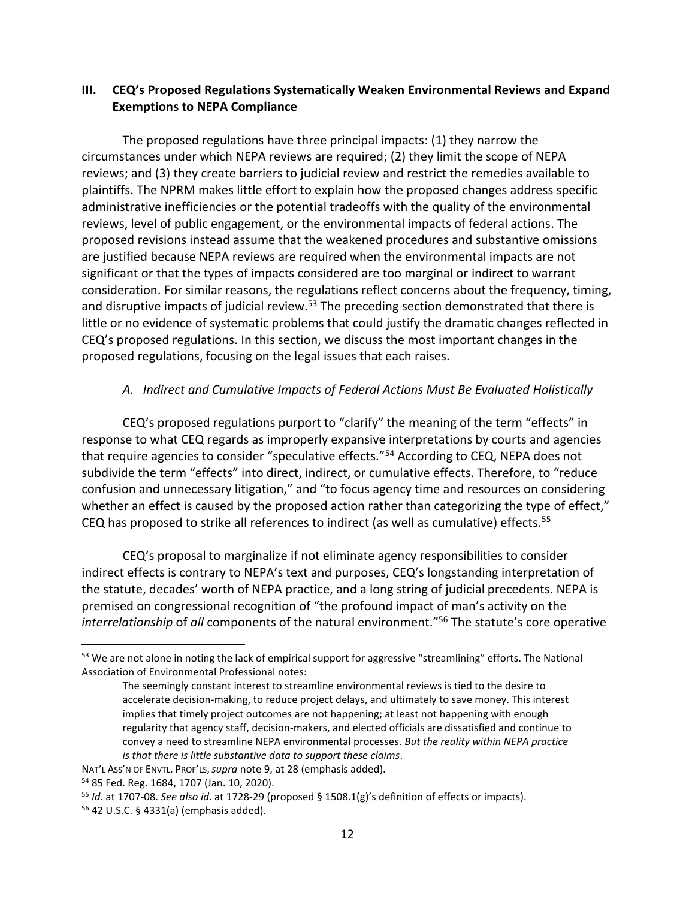## III. CEQ's Proposed Regulations Systematically Weaken Environmental Reviews and Expand Exemptions to NEPA Compliance

The proposed regulations have three principal impacts: (1) they narrow the circumstances under which NEPA reviews are required; (2) they limit the scope of NEPA reviews; and (3) they create barriers to judicial review and restrict the remedies available to plaintiffs. The NPRM makes little effort to explain how the proposed changes address specific administrative inefficiencies or the potential tradeoffs with the quality of the environmental reviews, level of public engagement, or the environmental impacts of federal actions. The proposed revisions instead assume that the weakened procedures and substantive omissions are justified because NEPA reviews are required when the environmental impacts are not significant or that the types of impacts considered are too marginal or indirect to warrant consideration. For similar reasons, the regulations reflect concerns about the frequency, timing, and disruptive impacts of judicial review.[53] The preceding section demonstrated that there is little or no evidence of systematic problems that could justify the dramatic changes reflected in CEQ's proposed regulations. In this section, we discuss the most important changes in the proposed regulations, focusing on the legal issues that each raises.

### *A. Indirect and Cumulative Impacts of Federal Actions Must Be Evaluated Holistically*

CEQ's proposed regulations purport to "clarify" the meaning of the term "effects" in response to what CEQ regards as improperly expansive interpretations by courts and agencies that require agencies to consider "speculative effects."[54] According to CEQ, NEPA does not subdivide the term "effects" into direct, indirect, or cumulative effects. Therefore, to "reduce confusion and unnecessary litigation," and "to focus agency time and resources on considering whether an effect is caused by the proposed action rather than categorizing the type of effect," CEQ has proposed to strike all references to indirect (as well as cumulative) effects.[55]

CEQ's proposal to marginalize if not eliminate agency responsibilities to consider indirect effects is contrary to NEPA's text and purposes, CEQ's longstanding interpretation of the statute, decades' worth of NEPA practice, and a long string of judicial precedents. NEPA is premised on congressional recognition of "the profound impact of man's activity on the *interrelationship* of *all* components of the natural environment."[56] The statute's core operative

---

[53] We are not alone in noting the lack of empirical support for aggressive "streamlining" efforts. The National Association of Environmental Professional notes:

> The seemingly constant interest to streamline environmental reviews is tied to the desire to accelerate decision-making, to reduce project delays, and ultimately to save money. This interest implies that timely project outcomes are not happening; at least not happening with enough regularity that agency staff, decision-makers, and elected officials are dissatisfied and continue to convey a need to streamline NEPA environmental processes. *But the reality within NEPA practice is that there is little substantive data to support these claims*.

NAT'L ASS'N OF ENVTL. PROF'LS, *supra* note 9, at 28 (emphasis added).

[54] 85 Fed. Reg. 1684, 1707 (Jan. 10, 2020).

[55] *Id*. at 1707-08. *See also id*. at 1728-29 (proposed § 1508.1(g)'s definition of effects or impacts).

[56] 42 U.S.C. § 4331(a) (emphasis added).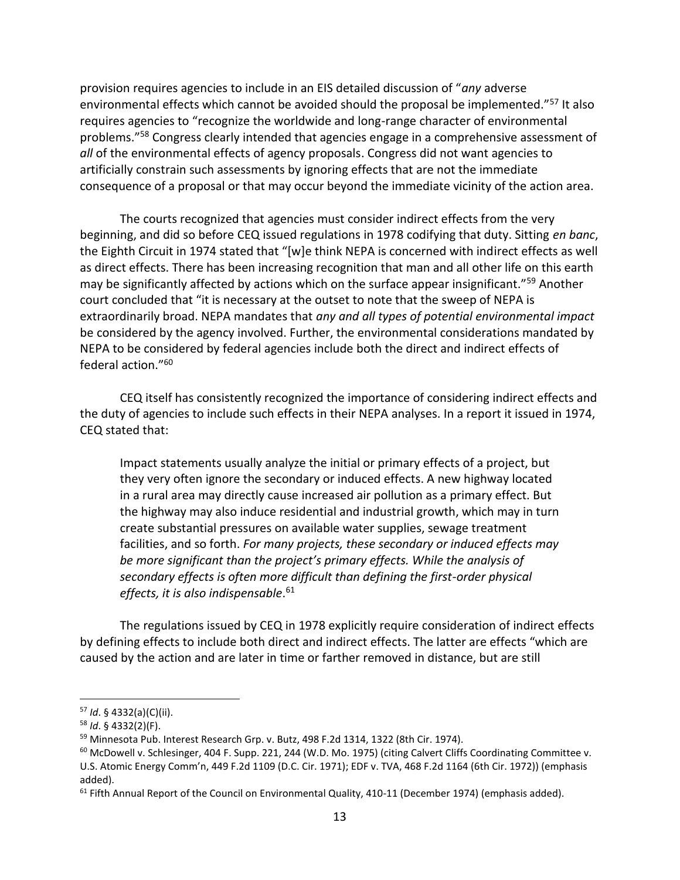provision requires agencies to include in an EIS detailed discussion of "*any* adverse environmental effects which cannot be avoided should the proposal be implemented."[57] It also requires agencies to "recognize the worldwide and long-range character of environmental problems."[58] Congress clearly intended that agencies engage in a comprehensive assessment of *all* of the environmental effects of agency proposals. Congress did not want agencies to artificially constrain such assessments by ignoring effects that are not the immediate consequence of a proposal or that may occur beyond the immediate vicinity of the action area.

The courts recognized that agencies must consider indirect effects from the very beginning, and did so before CEQ issued regulations in 1978 codifying that duty. Sitting *en banc*, the Eighth Circuit in 1974 stated that "[w]e think NEPA is concerned with indirect effects as well as direct effects. There has been increasing recognition that man and all other life on this earth may be significantly affected by actions which on the surface appear insignificant."[59] Another court concluded that "it is necessary at the outset to note that the sweep of NEPA is extraordinarily broad. NEPA mandates that *any and all types of potential environmental impact* be considered by the agency involved. Further, the environmental considerations mandated by NEPA to be considered by federal agencies include both the direct and indirect effects of federal action."[60]

CEQ itself has consistently recognized the importance of considering indirect effects and the duty of agencies to include such effects in their NEPA analyses. In a report it issued in 1974, CEQ stated that:

> Impact statements usually analyze the initial or primary effects of a project, but they very often ignore the secondary or induced effects. A new highway located in a rural area may directly cause increased air pollution as a primary effect. But the highway may also induce residential and industrial growth, which may in turn create substantial pressures on available water supplies, sewage treatment facilities, and so forth. *For many projects, these secondary or induced effects may be more significant than the project's primary effects. While the analysis of secondary effects is often more difficult than defining the first-order physical effects, it is also indispensable*.[61]

The regulations issued by CEQ in 1978 explicitly require consideration of indirect effects by defining effects to include both direct and indirect effects. The latter are effects "which are caused by the action and are later in time or farther removed in distance, but are still

---

[57] *Id*. § 4332(a)(C)(ii).

[58] *Id*. § 4332(2)(F).

[59] Minnesota Pub. Interest Research Grp. v. Butz, 498 F.2d 1314, 1322 (8th Cir. 1974).

[60] McDowell v. Schlesinger, 404 F. Supp. 221, 244 (W.D. Mo. 1975) (citing Calvert Cliffs Coordinating Committee v. U.S. Atomic Energy Comm'n, 449 F.2d 1109 (D.C. Cir. 1971); EDF v. TVA, 468 F.2d 1164 (6th Cir. 1972)) (emphasis added).

[61] Fifth Annual Report of the Council on Environmental Quality, 410-11 (December 1974) (emphasis added).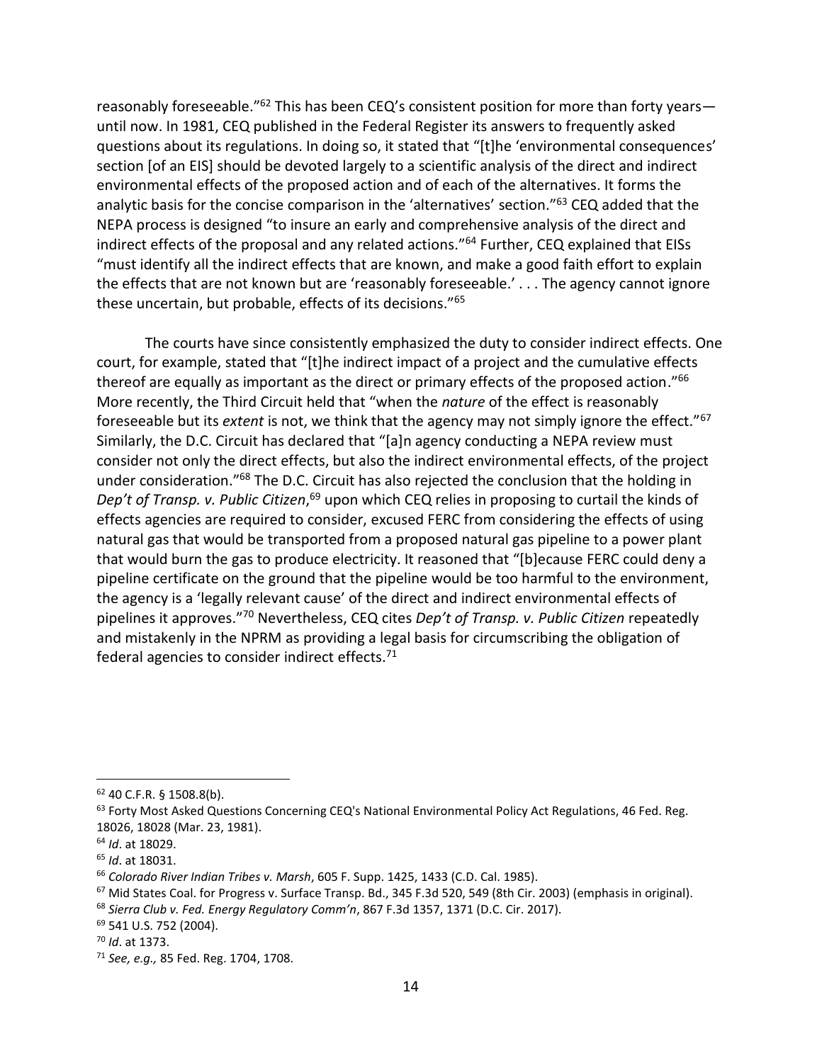reasonably foreseeable."[62] This has been CEQ's consistent position for more than forty years—until now. In 1981, CEQ published in the Federal Register its answers to frequently asked questions about its regulations. In doing so, it stated that "[t]he 'environmental consequences' section [of an EIS] should be devoted largely to a scientific analysis of the direct and indirect environmental effects of the proposed action and of each of the alternatives. It forms the analytic basis for the concise comparison in the 'alternatives' section."[63] CEQ added that the NEPA process is designed "to insure an early and comprehensive analysis of the direct and indirect effects of the proposal and any related actions."[64] Further, CEQ explained that EISs "must identify all the indirect effects that are known, and make a good faith effort to explain the effects that are not known but are 'reasonably foreseeable.' . . . The agency cannot ignore these uncertain, but probable, effects of its decisions."[65]

The courts have since consistently emphasized the duty to consider indirect effects. One court, for example, stated that "[t]he indirect impact of a project and the cumulative effects thereof are equally as important as the direct or primary effects of the proposed action."[66] More recently, the Third Circuit held that "when the *nature* of the effect is reasonably foreseeable but its *extent* is not, we think that the agency may not simply ignore the effect."[67] Similarly, the D.C. Circuit has declared that "[a]n agency conducting a NEPA review must consider not only the direct effects, but also the indirect environmental effects, of the project under consideration."[68] The D.C. Circuit has also rejected the conclusion that the holding in *Dep't of Transp. v. Public Citizen*,[69] upon which CEQ relies in proposing to curtail the kinds of effects agencies are required to consider, excused FERC from considering the effects of using natural gas that would be transported from a proposed natural gas pipeline to a power plant that would burn the gas to produce electricity. It reasoned that "[b]ecause FERC could deny a pipeline certificate on the ground that the pipeline would be too harmful to the environment, the agency is a 'legally relevant cause' of the direct and indirect environmental effects of pipelines it approves."[70] Nevertheless, CEQ cites *Dep't of Transp. v. Public Citizen* repeatedly and mistakenly in the NPRM as providing a legal basis for circumscribing the obligation of federal agencies to consider indirect effects.[71]

---

[62] 40 C.F.R. § 1508.8(b).

[63] Forty Most Asked Questions Concerning CEQ's National Environmental Policy Act Regulations, 46 Fed. Reg. 18026, 18028 (Mar. 23, 1981).

[64] *Id*. at 18029.

[65] *Id*. at 18031.

[66] *Colorado River Indian Tribes v. Marsh*, 605 F. Supp. 1425, 1433 (C.D. Cal. 1985).

[67] Mid States Coal. for Progress v. Surface Transp. Bd., 345 F.3d 520, 549 (8th Cir. 2003) (emphasis in original).

[68] *Sierra Club v. Fed. Energy Regulatory Comm'n*, 867 F.3d 1357, 1371 (D.C. Cir. 2017).

[69] 541 U.S. 752 (2004).

[70] *Id*. at 1373.

[71] *See, e.g.,* 85 Fed. Reg. 1704, 1708.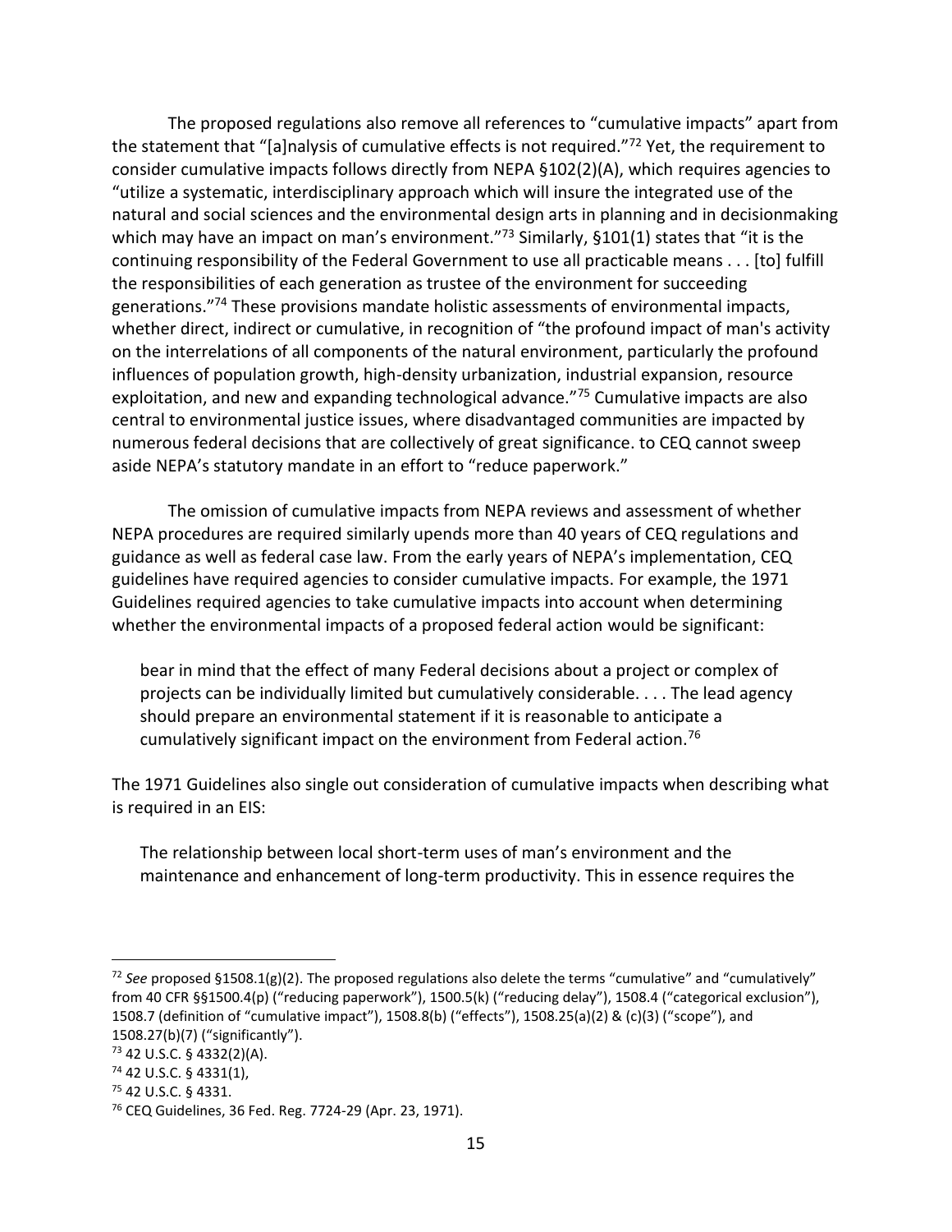The proposed regulations also remove all references to "cumulative impacts" apart from the statement that "[a]nalysis of cumulative effects is not required."[72] Yet, the requirement to consider cumulative impacts follows directly from NEPA §102(2)(A), which requires agencies to "utilize a systematic, interdisciplinary approach which will insure the integrated use of the natural and social sciences and the environmental design arts in planning and in decisionmaking which may have an impact on man's environment."[73] Similarly, §101(1) states that "it is the continuing responsibility of the Federal Government to use all practicable means . . . [to] fulfill the responsibilities of each generation as trustee of the environment for succeeding generations."[74] These provisions mandate holistic assessments of environmental impacts, whether direct, indirect or cumulative, in recognition of "the profound impact of man's activity on the interrelations of all components of the natural environment, particularly the profound influences of population growth, high-density urbanization, industrial expansion, resource exploitation, and new and expanding technological advance."[75] Cumulative impacts are also central to environmental justice issues, where disadvantaged communities are impacted by numerous federal decisions that are collectively of great significance. to CEQ cannot sweep aside NEPA's statutory mandate in an effort to "reduce paperwork."

The omission of cumulative impacts from NEPA reviews and assessment of whether NEPA procedures are required similarly upends more than 40 years of CEQ regulations and guidance as well as federal case law. From the early years of NEPA's implementation, CEQ guidelines have required agencies to consider cumulative impacts. For example, the 1971 Guidelines required agencies to take cumulative impacts into account when determining whether the environmental impacts of a proposed federal action would be significant:

> bear in mind that the effect of many Federal decisions about a project or complex of projects can be individually limited but cumulatively considerable. . . . The lead agency should prepare an environmental statement if it is reasonable to anticipate a cumulatively significant impact on the environment from Federal action.[76]

The 1971 Guidelines also single out consideration of cumulative impacts when describing what is required in an EIS:

> The relationship between local short-term uses of man's environment and the maintenance and enhancement of long-term productivity. This in essence requires the

---

[72] *See* proposed §1508.1(g)(2). The proposed regulations also delete the terms "cumulative" and "cumulatively" from 40 CFR §§1500.4(p) ("reducing paperwork"), 1500.5(k) ("reducing delay"), 1508.4 ("categorical exclusion"), 1508.7 (definition of "cumulative impact"), 1508.8(b) ("effects"), 1508.25(a)(2) & (c)(3) ("scope"), and 1508.27(b)(7) ("significantly").

[73] 42 U.S.C. § 4332(2)(A).

[74] 42 U.S.C. § 4331(1),

[75] 42 U.S.C. § 4331.

[76] CEQ Guidelines, 36 Fed. Reg. 7724-29 (Apr. 23, 1971).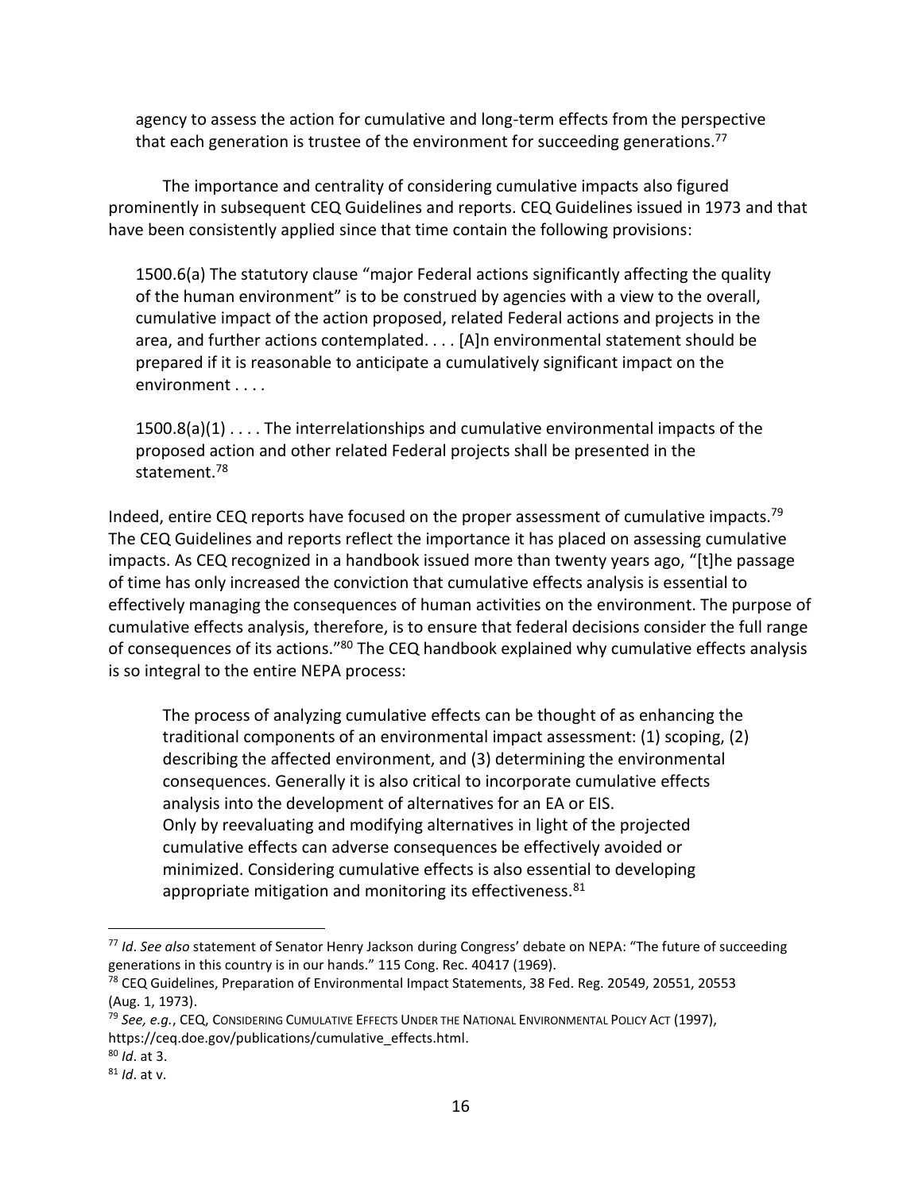> agency to assess the action for cumulative and long-term effects from the perspective that each generation is trustee of the environment for succeeding generations.[77]

The importance and centrality of considering cumulative impacts also figured prominently in subsequent CEQ Guidelines and reports. CEQ Guidelines issued in 1973 and that have been consistently applied since that time contain the following provisions:

> 1500.6(a) The statutory clause "major Federal actions significantly affecting the quality of the human environment" is to be construed by agencies with a view to the overall, cumulative impact of the action proposed, related Federal actions and projects in the area, and further actions contemplated. . . . [A]n environmental statement should be prepared if it is reasonable to anticipate a cumulatively significant impact on the environment . . . .
>
> 1500.8(a)(1) . . . . The interrelationships and cumulative environmental impacts of the proposed action and other related Federal projects shall be presented in the statement.[78]

Indeed, entire CEQ reports have focused on the proper assessment of cumulative impacts.[79] The CEQ Guidelines and reports reflect the importance it has placed on assessing cumulative impacts. As CEQ recognized in a handbook issued more than twenty years ago, "[t]he passage of time has only increased the conviction that cumulative effects analysis is essential to effectively managing the consequences of human activities on the environment. The purpose of cumulative effects analysis, therefore, is to ensure that federal decisions consider the full range of consequences of its actions."[80] The CEQ handbook explained why cumulative effects analysis is so integral to the entire NEPA process:

> The process of analyzing cumulative effects can be thought of as enhancing the traditional components of an environmental impact assessment: (1) scoping, (2) describing the affected environment, and (3) determining the environmental consequences. Generally it is also critical to incorporate cumulative effects analysis into the development of alternatives for an EA or EIS.
> Only by reevaluating and modifying alternatives in light of the projected cumulative effects can adverse consequences be effectively avoided or minimized. Considering cumulative effects is also essential to developing appropriate mitigation and monitoring its effectiveness.[81]

---

[77] *Id*. *See also* statement of Senator Henry Jackson during Congress' debate on NEPA: "The future of succeeding generations in this country is in our hands." 115 Cong. Rec. 40417 (1969).

[78] CEQ Guidelines, Preparation of Environmental Impact Statements, 38 Fed. Reg. 20549, 20551, 20553 (Aug. 1, 1973).

[79] *See, e.g.*, CEQ, Considering Cumulative Effects Under the National Environmental Policy Act (1997), https://ceq.doe.gov/publications/cumulative_effects.html.

[80] *Id*. at 3.

[81] *Id*. at v.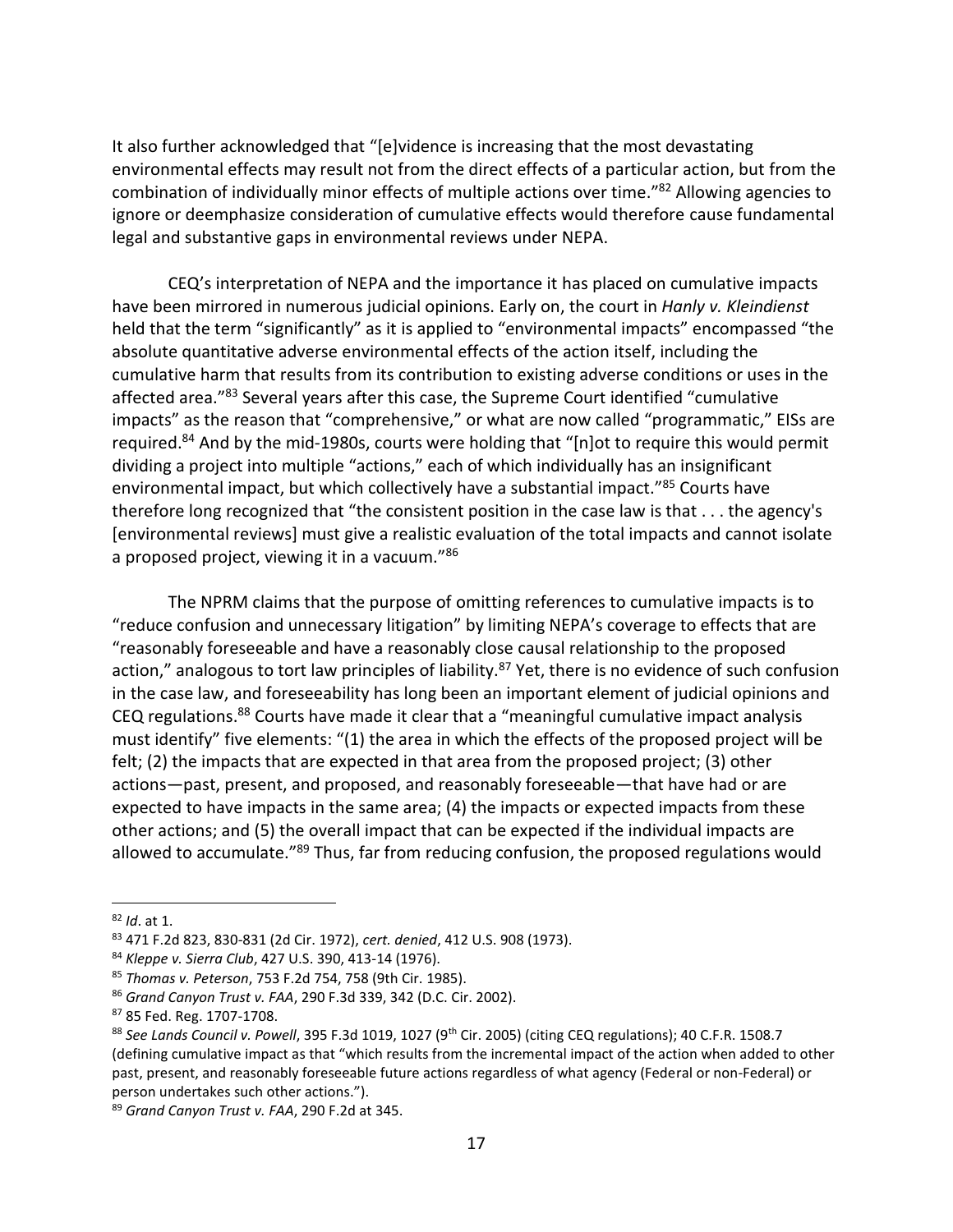It also further acknowledged that "[e]vidence is increasing that the most devastating environmental effects may result not from the direct effects of a particular action, but from the combination of individually minor effects of multiple actions over time."[82] Allowing agencies to ignore or deemphasize consideration of cumulative effects would therefore cause fundamental legal and substantive gaps in environmental reviews under NEPA.

CEQ's interpretation of NEPA and the importance it has placed on cumulative impacts have been mirrored in numerous judicial opinions. Early on, the court in *Hanly v. Kleindienst* held that the term "significantly" as it is applied to "environmental impacts" encompassed "the absolute quantitative adverse environmental effects of the action itself, including the cumulative harm that results from its contribution to existing adverse conditions or uses in the affected area."[83] Several years after this case, the Supreme Court identified "cumulative impacts" as the reason that "comprehensive," or what are now called "programmatic," EISs are required.[84] And by the mid-1980s, courts were holding that "[n]ot to require this would permit dividing a project into multiple "actions," each of which individually has an insignificant environmental impact, but which collectively have a substantial impact."[85] Courts have therefore long recognized that "the consistent position in the case law is that . . . the agency's [environmental reviews] must give a realistic evaluation of the total impacts and cannot isolate a proposed project, viewing it in a vacuum."[86]

The NPRM claims that the purpose of omitting references to cumulative impacts is to "reduce confusion and unnecessary litigation" by limiting NEPA's coverage to effects that are "reasonably foreseeable and have a reasonably close causal relationship to the proposed action," analogous to tort law principles of liability.[87] Yet, there is no evidence of such confusion in the case law, and foreseeability has long been an important element of judicial opinions and CEQ regulations.[88] Courts have made it clear that a "meaningful cumulative impact analysis must identify" five elements: "(1) the area in which the effects of the proposed project will be felt; (2) the impacts that are expected in that area from the proposed project; (3) other actions—past, present, and proposed, and reasonably foreseeable—that have had or are expected to have impacts in the same area; (4) the impacts or expected impacts from these other actions; and (5) the overall impact that can be expected if the individual impacts are allowed to accumulate."[89] Thus, far from reducing confusion, the proposed regulations would

---

[82] *Id*. at 1.

[83] 471 F.2d 823, 830-831 (2d Cir. 1972), *cert. denied*, 412 U.S. 908 (1973).

[84] *Kleppe v. Sierra Club*, 427 U.S. 390, 413-14 (1976).

[85] *Thomas v. Peterson*, 753 F.2d 754, 758 (9th Cir. 1985).

[86] *Grand Canyon Trust v. FAA*, 290 F.3d 339, 342 (D.C. Cir. 2002).

[87] 85 Fed. Reg. 1707-1708.

[88] *See Lands Council v. Powell*, 395 F.3d 1019, 1027 (9th Cir. 2005) (citing CEQ regulations); 40 C.F.R. 1508.7 (defining cumulative impact as that "which results from the incremental impact of the action when added to other past, present, and reasonably foreseeable future actions regardless of what agency (Federal or non-Federal) or person undertakes such other actions.").

[89] *Grand Canyon Trust v. FAA*, 290 F.2d at 345.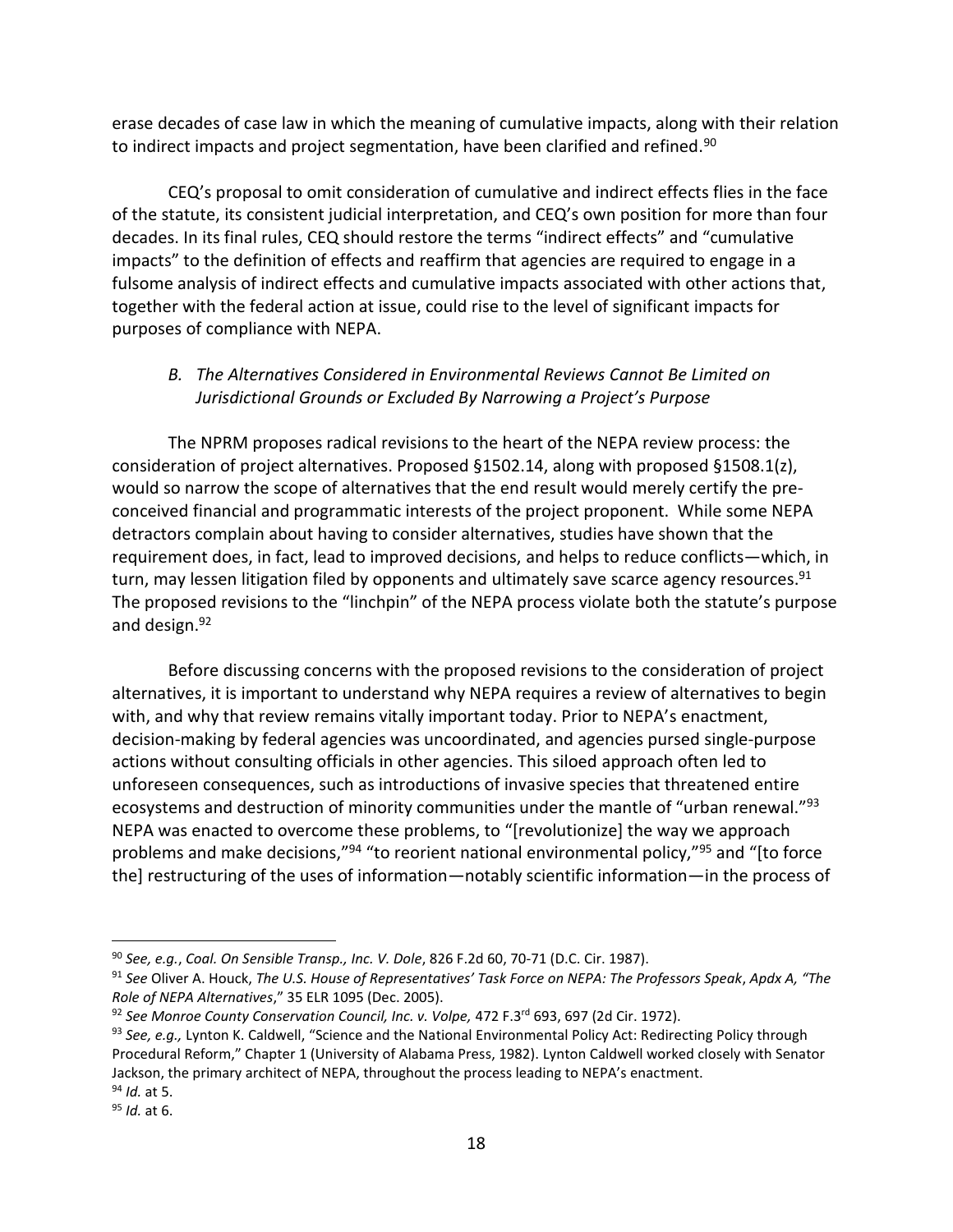erase decades of case law in which the meaning of cumulative impacts, along with their relation to indirect impacts and project segmentation, have been clarified and refined.[90]

CEQ's proposal to omit consideration of cumulative and indirect effects flies in the face of the statute, its consistent judicial interpretation, and CEQ's own position for more than four decades. In its final rules, CEQ should restore the terms "indirect effects" and "cumulative impacts" to the definition of effects and reaffirm that agencies are required to engage in a fulsome analysis of indirect effects and cumulative impacts associated with other actions that, together with the federal action at issue, could rise to the level of significant impacts for purposes of compliance with NEPA.

### *B. The Alternatives Considered in Environmental Reviews Cannot Be Limited on Jurisdictional Grounds or Excluded By Narrowing a Project's Purpose*

The NPRM proposes radical revisions to the heart of the NEPA review process: the consideration of project alternatives. Proposed §1502.14, along with proposed §1508.1(z), would so narrow the scope of alternatives that the end result would merely certify the pre-conceived financial and programmatic interests of the project proponent. While some NEPA detractors complain about having to consider alternatives, studies have shown that the requirement does, in fact, lead to improved decisions, and helps to reduce conflicts—which, in turn, may lessen litigation filed by opponents and ultimately save scarce agency resources.[91] The proposed revisions to the "linchpin" of the NEPA process violate both the statute's purpose and design.[92]

Before discussing concerns with the proposed revisions to the consideration of project alternatives, it is important to understand why NEPA requires a review of alternatives to begin with, and why that review remains vitally important today. Prior to NEPA's enactment, decision-making by federal agencies was uncoordinated, and agencies pursed single-purpose actions without consulting officials in other agencies. This siloed approach often led to unforeseen consequences, such as introductions of invasive species that threatened entire ecosystems and destruction of minority communities under the mantle of "urban renewal."[93] NEPA was enacted to overcome these problems, to "[revolutionize] the way we approach problems and make decisions,"[94] "to reorient national environmental policy,"[95] and "[to force the] restructuring of the uses of information—notably scientific information—in the process of

---

[90] *See, e.g.*, *Coal. On Sensible Transp., Inc. V. Dole*, 826 F.2d 60, 70-71 (D.C. Cir. 1987).

[91] *See* Oliver A. Houck, *The U.S. House of Representatives' Task Force on NEPA: The Professors Speak*, *Apdx A, "The Role of NEPA Alternatives*," 35 ELR 1095 (Dec. 2005).

[92] *See Monroe County Conservation Council, Inc. v. Volpe,* 472 F.3rd 693, 697 (2d Cir. 1972).

[93] *See, e.g.,* Lynton K. Caldwell, "Science and the National Environmental Policy Act: Redirecting Policy through Procedural Reform," Chapter 1 (University of Alabama Press, 1982). Lynton Caldwell worked closely with Senator Jackson, the primary architect of NEPA, throughout the process leading to NEPA's enactment.

[94] *Id.* at 5.

[95] *Id.* at 6.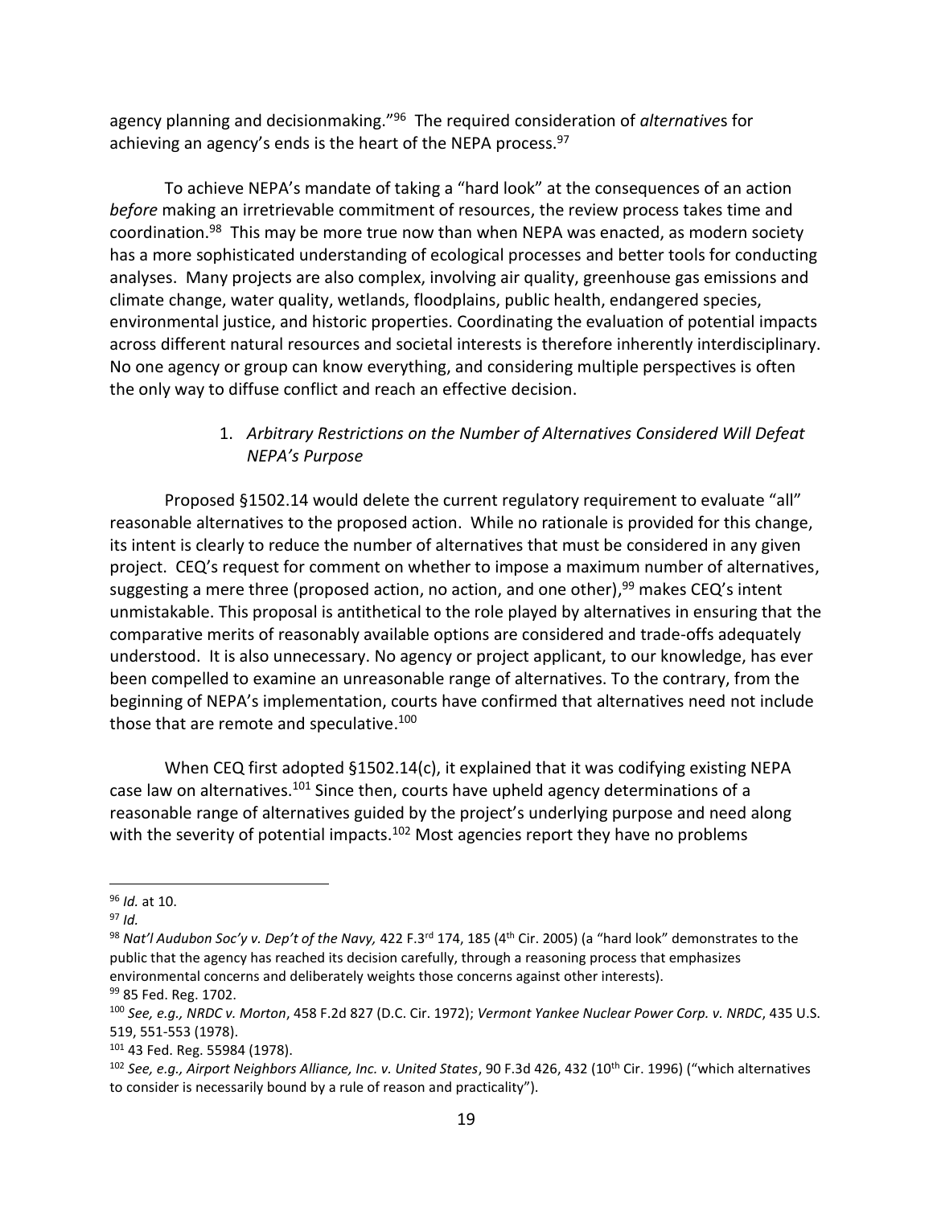agency planning and decisionmaking."[96] The required consideration of *alternative*s for achieving an agency's ends is the heart of the NEPA process.[97]

To achieve NEPA's mandate of taking a "hard look" at the consequences of an action *before* making an irretrievable commitment of resources, the review process takes time and coordination.[98] This may be more true now than when NEPA was enacted, as modern society has a more sophisticated understanding of ecological processes and better tools for conducting analyses. Many projects are also complex, involving air quality, greenhouse gas emissions and climate change, water quality, wetlands, floodplains, public health, endangered species, environmental justice, and historic properties. Coordinating the evaluation of potential impacts across different natural resources and societal interests is therefore inherently interdisciplinary. No one agency or group can know everything, and considering multiple perspectives is often the only way to diffuse conflict and reach an effective decision.

### 1. *Arbitrary Restrictions on the Number of Alternatives Considered Will Defeat NEPA's Purpose*

Proposed §1502.14 would delete the current regulatory requirement to evaluate "all" reasonable alternatives to the proposed action. While no rationale is provided for this change, its intent is clearly to reduce the number of alternatives that must be considered in any given project. CEQ's request for comment on whether to impose a maximum number of alternatives, suggesting a mere three (proposed action, no action, and one other),[99] makes CEQ's intent unmistakable. This proposal is antithetical to the role played by alternatives in ensuring that the comparative merits of reasonably available options are considered and trade-offs adequately understood. It is also unnecessary. No agency or project applicant, to our knowledge, has ever been compelled to examine an unreasonable range of alternatives. To the contrary, from the beginning of NEPA's implementation, courts have confirmed that alternatives need not include those that are remote and speculative.[100]

When CEQ first adopted §1502.14(c), it explained that it was codifying existing NEPA case law on alternatives.[101] Since then, courts have upheld agency determinations of a reasonable range of alternatives guided by the project's underlying purpose and need along with the severity of potential impacts.[102] Most agencies report they have no problems

---

[96] *Id.* at 10.

[97] *Id.*

[98] *Nat'l Audubon Soc'y v. Dep't of the Navy,* 422 F.3rd 174, 185 (4th Cir. 2005) (a "hard look" demonstrates to the public that the agency has reached its decision carefully, through a reasoning process that emphasizes environmental concerns and deliberately weights those concerns against other interests).

[99] 85 Fed. Reg. 1702.

[100] *See, e.g., NRDC v. Morton*, 458 F.2d 827 (D.C. Cir. 1972); *Vermont Yankee Nuclear Power Corp. v. NRDC*, 435 U.S. 519, 551-553 (1978).

[101] 43 Fed. Reg. 55984 (1978).

[102] *See, e.g., Airport Neighbors Alliance, Inc. v. United States*, 90 F.3d 426, 432 (10th Cir. 1996) ("which alternatives to consider is necessarily bound by a rule of reason and practicality").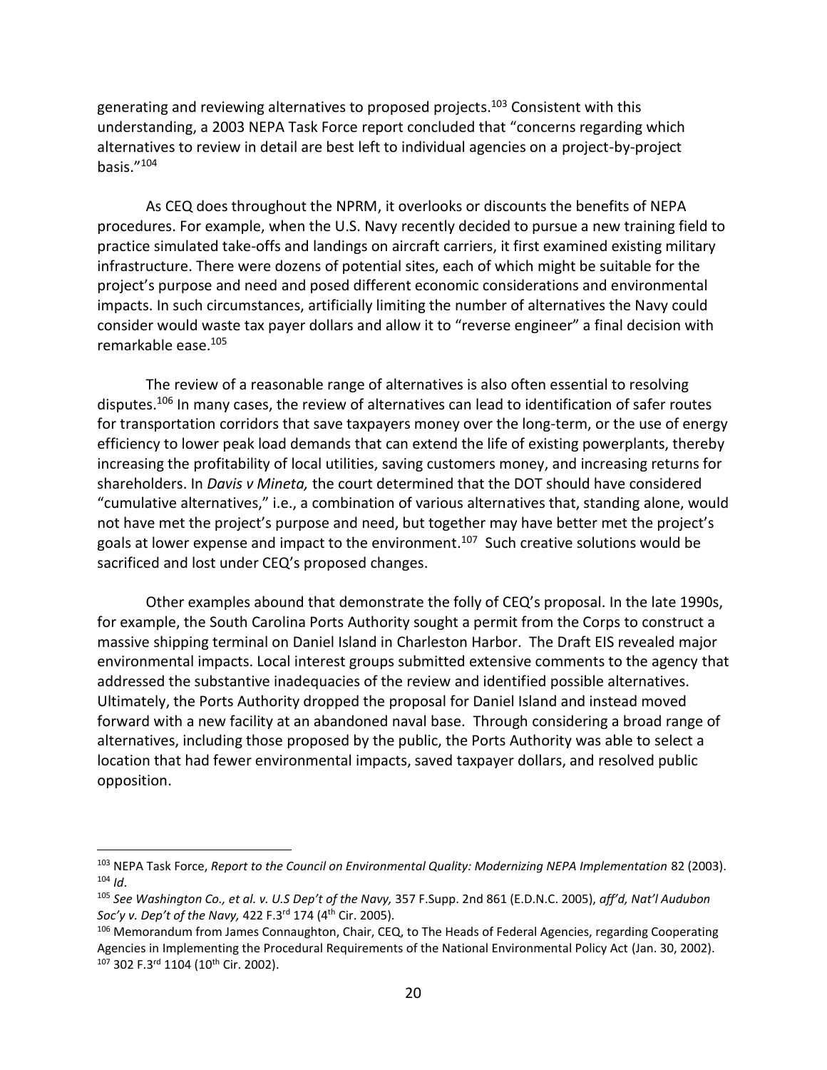generating and reviewing alternatives to proposed projects.[103] Consistent with this understanding, a 2003 NEPA Task Force report concluded that "concerns regarding which alternatives to review in detail are best left to individual agencies on a project-by-project basis."[104]

As CEQ does throughout the NPRM, it overlooks or discounts the benefits of NEPA procedures. For example, when the U.S. Navy recently decided to pursue a new training field to practice simulated take-offs and landings on aircraft carriers, it first examined existing military infrastructure. There were dozens of potential sites, each of which might be suitable for the project's purpose and need and posed different economic considerations and environmental impacts. In such circumstances, artificially limiting the number of alternatives the Navy could consider would waste tax payer dollars and allow it to "reverse engineer" a final decision with remarkable ease.[105]

The review of a reasonable range of alternatives is also often essential to resolving disputes.[106] In many cases, the review of alternatives can lead to identification of safer routes for transportation corridors that save taxpayers money over the long-term, or the use of energy efficiency to lower peak load demands that can extend the life of existing powerplants, thereby increasing the profitability of local utilities, saving customers money, and increasing returns for shareholders. In *Davis v Mineta,* the court determined that the DOT should have considered "cumulative alternatives," i.e., a combination of various alternatives that, standing alone, would not have met the project's purpose and need, but together may have better met the project's goals at lower expense and impact to the environment.[107] Such creative solutions would be sacrificed and lost under CEQ's proposed changes.

Other examples abound that demonstrate the folly of CEQ's proposal. In the late 1990s, for example, the South Carolina Ports Authority sought a permit from the Corps to construct a massive shipping terminal on Daniel Island in Charleston Harbor. The Draft EIS revealed major environmental impacts. Local interest groups submitted extensive comments to the agency that addressed the substantive inadequacies of the review and identified possible alternatives. Ultimately, the Ports Authority dropped the proposal for Daniel Island and instead moved forward with a new facility at an abandoned naval base. Through considering a broad range of alternatives, including those proposed by the public, the Ports Authority was able to select a location that had fewer environmental impacts, saved taxpayer dollars, and resolved public opposition.

---

[103] NEPA Task Force, *Report to the Council on Environmental Quality: Modernizing NEPA Implementation* 82 (2003).

[104] *Id*.

[105] *See Washington Co., et al. v. U.S Dep't of the Navy,* 357 F.Supp. 2nd 861 (E.D.N.C. 2005), *aff'd, Nat'l Audubon Soc'y v. Dep't of the Navy,* 422 F.3rd 174 (4th Cir. 2005).

[106] Memorandum from James Connaughton, Chair, CEQ, to The Heads of Federal Agencies, regarding Cooperating Agencies in Implementing the Procedural Requirements of the National Environmental Policy Act (Jan. 30, 2002).

[107] 302 F.3rd 1104 (10th Cir. 2002).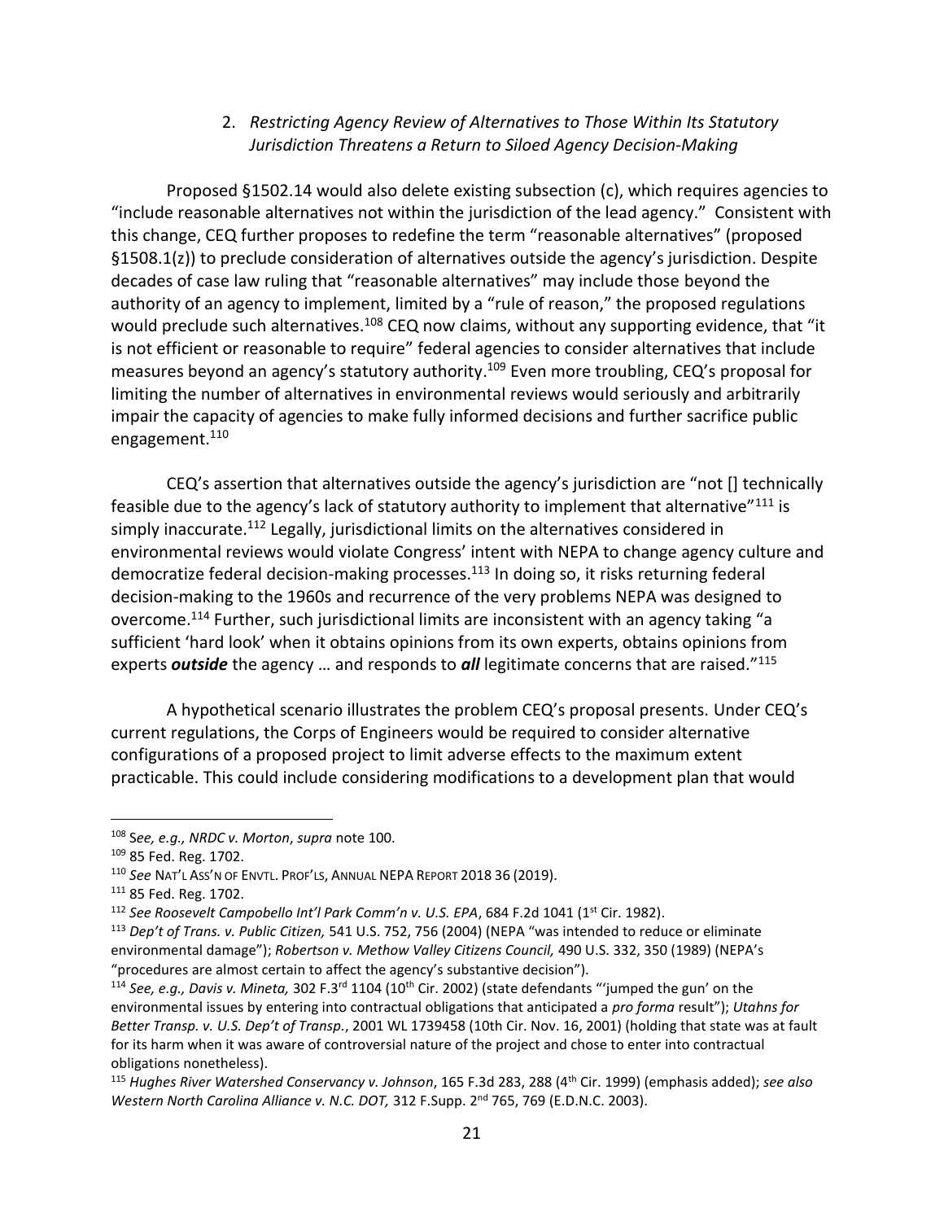### 2. *Restricting Agency Review of Alternatives to Those Within Its Statutory Jurisdiction Threatens a Return to Siloed Agency Decision-Making*

Proposed §1502.14 would also delete existing subsection (c), which requires agencies to "include reasonable alternatives not within the jurisdiction of the lead agency." Consistent with this change, CEQ further proposes to redefine the term "reasonable alternatives" (proposed §1508.1(z)) to preclude consideration of alternatives outside the agency's jurisdiction. Despite decades of case law ruling that "reasonable alternatives" may include those beyond the authority of an agency to implement, limited by a "rule of reason," the proposed regulations would preclude such alternatives.[108] CEQ now claims, without any supporting evidence, that "it is not efficient or reasonable to require" federal agencies to consider alternatives that include measures beyond an agency's statutory authority.[109] Even more troubling, CEQ's proposal for limiting the number of alternatives in environmental reviews would seriously and arbitrarily impair the capacity of agencies to make fully informed decisions and further sacrifice public engagement.[110]

CEQ's assertion that alternatives outside the agency's jurisdiction are "not [] technically feasible due to the agency's lack of statutory authority to implement that alternative"[111] is simply inaccurate.[112] Legally, jurisdictional limits on the alternatives considered in environmental reviews would violate Congress' intent with NEPA to change agency culture and democratize federal decision-making processes.[113] In doing so, it risks returning federal decision-making to the 1960s and recurrence of the very problems NEPA was designed to overcome.[114] Further, such jurisdictional limits are inconsistent with an agency taking "a sufficient 'hard look' when it obtains opinions from its own experts, obtains opinions from experts ***outside*** the agency … and responds to ***all*** legitimate concerns that are raised."[115]

A hypothetical scenario illustrates the problem CEQ's proposal presents. Under CEQ's current regulations, the Corps of Engineers would be required to consider alternative configurations of a proposed project to limit adverse effects to the maximum extent practicable. This could include considering modifications to a development plan that would

---

[108] S*ee, e.g., NRDC v. Morton*, *supra* note 100.

[109] 85 Fed. Reg. 1702.

[110] *See* NAT'L ASS'N OF ENVTL. PROF'LS, ANNUAL NEPA REPORT 2018 36 (2019).

[111] 85 Fed. Reg. 1702.

[112] *See Roosevelt Campobello Int'l Park Comm'n v. U.S. EPA*, 684 F.2d 1041 (1st Cir. 1982).

[113] *Dep't of Trans. v. Public Citizen,* 541 U.S. 752, 756 (2004) (NEPA "was intended to reduce or eliminate environmental damage"); *Robertson v. Methow Valley Citizens Council,* 490 U.S. 332, 350 (1989) (NEPA's "procedures are almost certain to affect the agency's substantive decision").

[114] *See, e.g., Davis v. Mineta,* 302 F.3rd 1104 (10th Cir. 2002) (state defendants "'jumped the gun' on the environmental issues by entering into contractual obligations that anticipated a *pro forma* result"); *Utahns for Better Transp. v. U.S. Dep't of Transp*., 2001 WL 1739458 (10th Cir. Nov. 16, 2001) (holding that state was at fault for its harm when it was aware of controversial nature of the project and chose to enter into contractual obligations nonetheless).

[115] *Hughes River Watershed Conservancy v. Johnson*, 165 F.3d 283, 288 (4th Cir. 1999) (emphasis added); *see also Western North Carolina Alliance v. N.C. DOT,* 312 F.Supp. 2nd 765, 769 (E.D.N.C. 2003).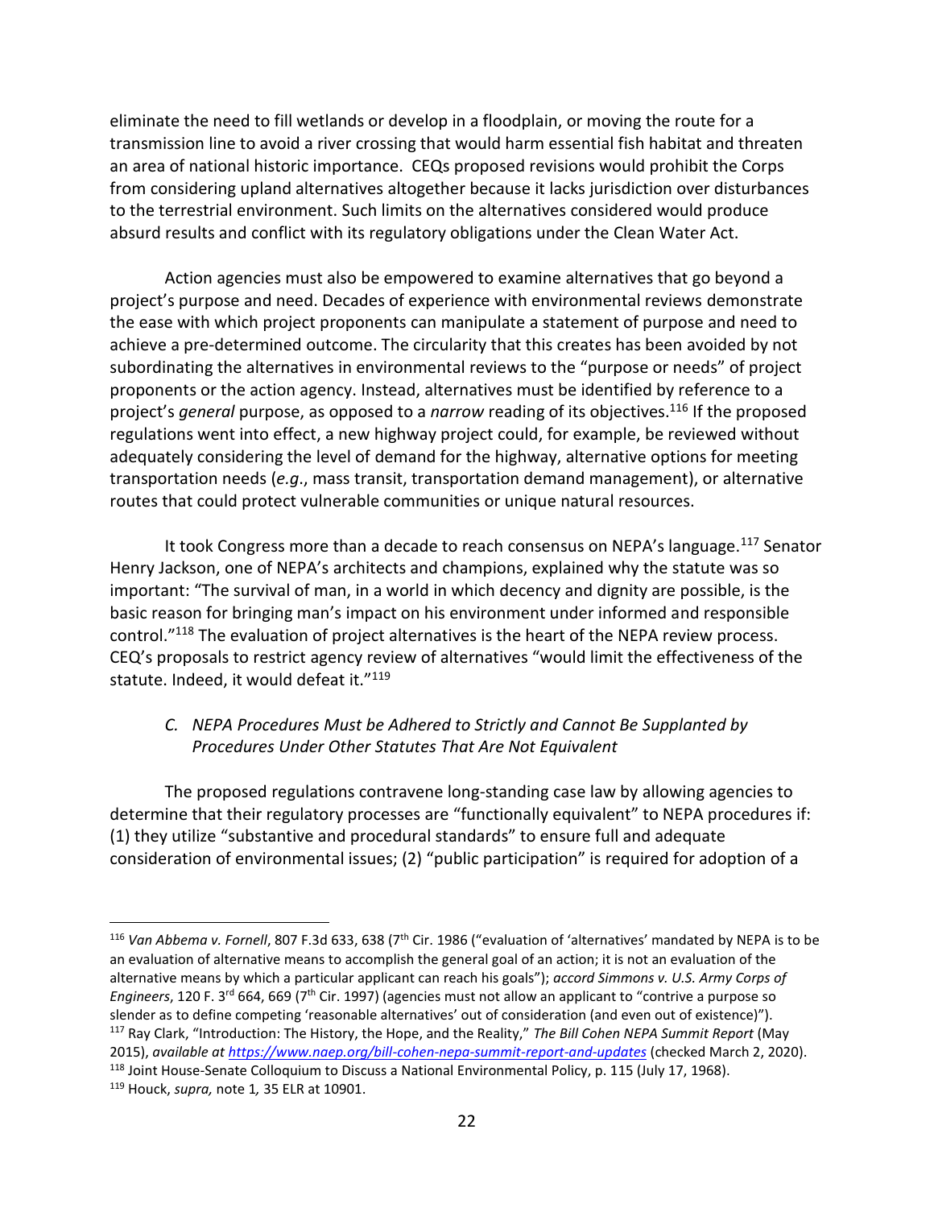eliminate the need to fill wetlands or develop in a floodplain, or moving the route for a transmission line to avoid a river crossing that would harm essential fish habitat and threaten an area of national historic importance. CEQs proposed revisions would prohibit the Corps from considering upland alternatives altogether because it lacks jurisdiction over disturbances to the terrestrial environment. Such limits on the alternatives considered would produce absurd results and conflict with its regulatory obligations under the Clean Water Act.

Action agencies must also be empowered to examine alternatives that go beyond a project's purpose and need. Decades of experience with environmental reviews demonstrate the ease with which project proponents can manipulate a statement of purpose and need to achieve a pre-determined outcome. The circularity that this creates has been avoided by not subordinating the alternatives in environmental reviews to the "purpose or needs" of project proponents or the action agency. Instead, alternatives must be identified by reference to a project's *general* purpose, as opposed to a *narrow* reading of its objectives.[116] If the proposed regulations went into effect, a new highway project could, for example, be reviewed without adequately considering the level of demand for the highway, alternative options for meeting transportation needs (*e.g*., mass transit, transportation demand management), or alternative routes that could protect vulnerable communities or unique natural resources.

It took Congress more than a decade to reach consensus on NEPA's language.[117] Senator Henry Jackson, one of NEPA's architects and champions, explained why the statute was so important: "The survival of man, in a world in which decency and dignity are possible, is the basic reason for bringing man's impact on his environment under informed and responsible control."[118] The evaluation of project alternatives is the heart of the NEPA review process. CEQ's proposals to restrict agency review of alternatives "would limit the effectiveness of the statute. Indeed, it would defeat it."[119]

### *C. NEPA Procedures Must be Adhered to Strictly and Cannot Be Supplanted by Procedures Under Other Statutes That Are Not Equivalent*

The proposed regulations contravene long-standing case law by allowing agencies to determine that their regulatory processes are "functionally equivalent" to NEPA procedures if: (1) they utilize "substantive and procedural standards" to ensure full and adequate consideration of environmental issues; (2) "public participation" is required for adoption of a

---

[116] *Van Abbema v. Fornell*, 807 F.3d 633, 638 (7th Cir. 1986 ("evaluation of 'alternatives' mandated by NEPA is to be an evaluation of alternative means to accomplish the general goal of an action; it is not an evaluation of the alternative means by which a particular applicant can reach his goals"); *accord Simmons v. U.S. Army Corps of Engineers*, 120 F. 3rd 664, 669 (7th Cir. 1997) (agencies must not allow an applicant to "contrive a purpose so slender as to define competing 'reasonable alternatives' out of consideration (and even out of existence)").

[117] Ray Clark, "Introduction: The History, the Hope, and the Reality," *The Bill Cohen NEPA Summit Report* (May 2015), *available at https://www.naep.org/bill-cohen-nepa-summit-report-and-updates* (checked March 2, 2020).

[118] Joint House-Senate Colloquium to Discuss a National Environmental Policy, p. 115 (July 17, 1968).

[119] Houck, *supra,* note 1*,* 35 ELR at 10901.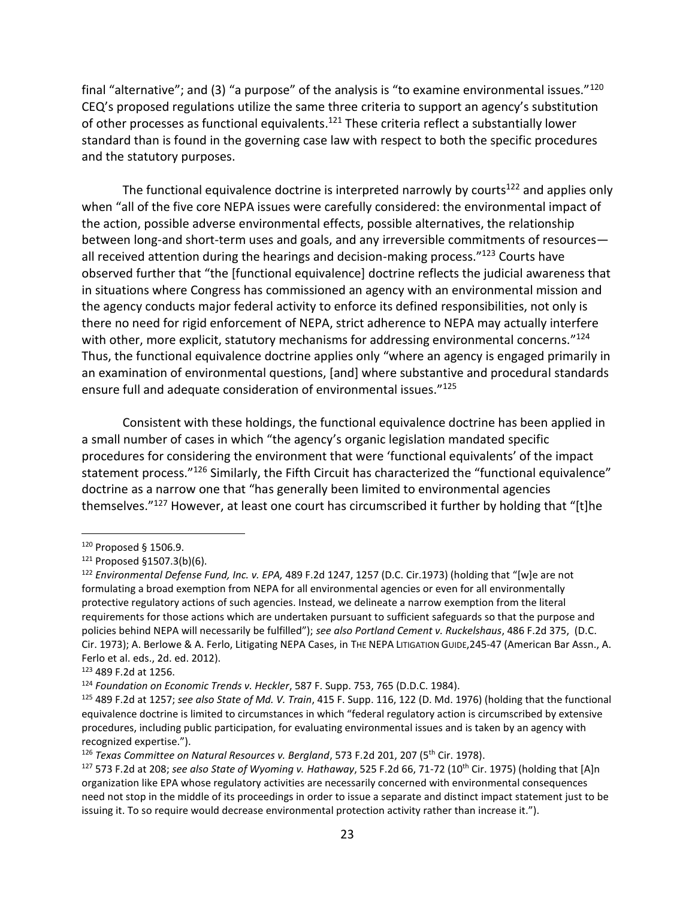final "alternative"; and (3) "a purpose" of the analysis is "to examine environmental issues."[120] CEQ's proposed regulations utilize the same three criteria to support an agency's substitution of other processes as functional equivalents.[121] These criteria reflect a substantially lower standard than is found in the governing case law with respect to both the specific procedures and the statutory purposes.

The functional equivalence doctrine is interpreted narrowly by courts[122] and applies only when "all of the five core NEPA issues were carefully considered: the environmental impact of the action, possible adverse environmental effects, possible alternatives, the relationship between long-and short-term uses and goals, and any irreversible commitments of resources—all received attention during the hearings and decision-making process."[123] Courts have observed further that "the [functional equivalence] doctrine reflects the judicial awareness that in situations where Congress has commissioned an agency with an environmental mission and the agency conducts major federal activity to enforce its defined responsibilities, not only is there no need for rigid enforcement of NEPA, strict adherence to NEPA may actually interfere with other, more explicit, statutory mechanisms for addressing environmental concerns."[124] Thus, the functional equivalence doctrine applies only "where an agency is engaged primarily in an examination of environmental questions, [and] where substantive and procedural standards ensure full and adequate consideration of environmental issues."[125]

Consistent with these holdings, the functional equivalence doctrine has been applied in a small number of cases in which "the agency's organic legislation mandated specific procedures for considering the environment that were 'functional equivalents' of the impact statement process."[126] Similarly, the Fifth Circuit has characterized the "functional equivalence" doctrine as a narrow one that "has generally been limited to environmental agencies themselves."[127] However, at least one court has circumscribed it further by holding that "[t]he

---

[120] Proposed § 1506.9.

[121] Proposed §1507.3(b)(6).

[122] *Environmental Defense Fund, Inc. v. EPA,* 489 F.2d 1247, 1257 (D.C. Cir.1973) (holding that "[w]e are not formulating a broad exemption from NEPA for all environmental agencies or even for all environmentally protective regulatory actions of such agencies. Instead, we delineate a narrow exemption from the literal requirements for those actions which are undertaken pursuant to sufficient safeguards so that the purpose and policies behind NEPA will necessarily be fulfilled"); *see also Portland Cement v. Ruckelshaus*, 486 F.2d 375, (D.C. Cir. 1973); A. Berlowe & A. Ferlo, Litigating NEPA Cases, in THE NEPA LITIGATION GUIDE,245-47 (American Bar Assn., A. Ferlo et al. eds., 2d. ed. 2012).

[123] 489 F.2d at 1256.

[124] *Foundation on Economic Trends v. Heckler*, 587 F. Supp. 753, 765 (D.D.C. 1984).

[125] 489 F.2d at 1257; *see also State of Md. V. Train*, 415 F. Supp. 116, 122 (D. Md. 1976) (holding that the functional equivalence doctrine is limited to circumstances in which "federal regulatory action is circumscribed by extensive procedures, including public participation, for evaluating environmental issues and is taken by an agency with recognized expertise.").

[126] *Texas Committee on Natural Resources v. Bergland*, 573 F.2d 201, 207 (5th Cir. 1978).

[127] 573 F.2d at 208; *see also State of Wyoming v. Hathaway*, 525 F.2d 66, 71-72 (10th Cir. 1975) (holding that [A]n organization like EPA whose regulatory activities are necessarily concerned with environmental consequences need not stop in the middle of its proceedings in order to issue a separate and distinct impact statement just to be issuing it. To so require would decrease environmental protection activity rather than increase it.").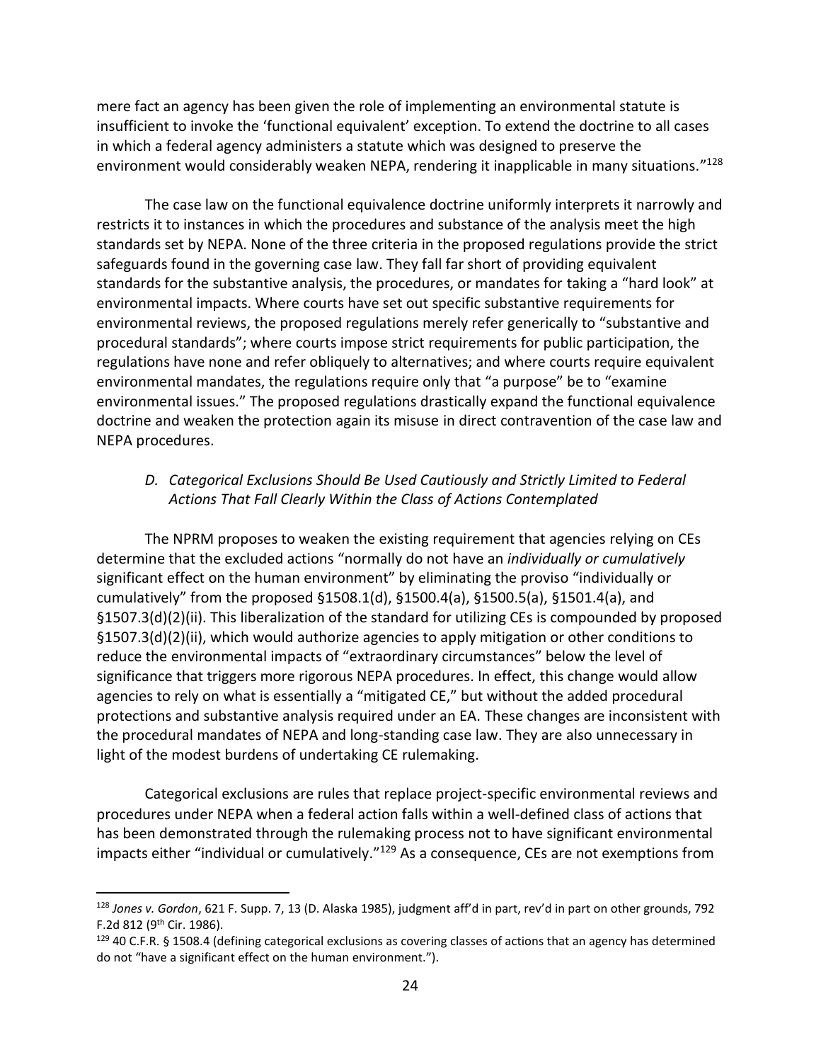mere fact an agency has been given the role of implementing an environmental statute is insufficient to invoke the 'functional equivalent' exception. To extend the doctrine to all cases in which a federal agency administers a statute which was designed to preserve the environment would considerably weaken NEPA, rendering it inapplicable in many situations."[128]

The case law on the functional equivalence doctrine uniformly interprets it narrowly and restricts it to instances in which the procedures and substance of the analysis meet the high standards set by NEPA. None of the three criteria in the proposed regulations provide the strict safeguards found in the governing case law. They fall far short of providing equivalent standards for the substantive analysis, the procedures, or mandates for taking a "hard look" at environmental impacts. Where courts have set out specific substantive requirements for environmental reviews, the proposed regulations merely refer generically to "substantive and procedural standards"; where courts impose strict requirements for public participation, the regulations have none and refer obliquely to alternatives; and where courts require equivalent environmental mandates, the regulations require only that "a purpose" be to "examine environmental issues." The proposed regulations drastically expand the functional equivalence doctrine and weaken the protection again its misuse in direct contravention of the case law and NEPA procedures.

### *D. Categorical Exclusions Should Be Used Cautiously and Strictly Limited to Federal Actions That Fall Clearly Within the Class of Actions Contemplated*

The NPRM proposes to weaken the existing requirement that agencies relying on CEs determine that the excluded actions "normally do not have an *individually or cumulatively* significant effect on the human environment" by eliminating the proviso "individually or cumulatively" from the proposed §1508.1(d), §1500.4(a), §1500.5(a), §1501.4(a), and §1507.3(d)(2)(ii). This liberalization of the standard for utilizing CEs is compounded by proposed §1507.3(d)(2)(ii), which would authorize agencies to apply mitigation or other conditions to reduce the environmental impacts of "extraordinary circumstances" below the level of significance that triggers more rigorous NEPA procedures. In effect, this change would allow agencies to rely on what is essentially a "mitigated CE," but without the added procedural protections and substantive analysis required under an EA. These changes are inconsistent with the procedural mandates of NEPA and long-standing case law. They are also unnecessary in light of the modest burdens of undertaking CE rulemaking.

Categorical exclusions are rules that replace project-specific environmental reviews and procedures under NEPA when a federal action falls within a well-defined class of actions that has been demonstrated through the rulemaking process not to have significant environmental impacts either "individual or cumulatively."[129] As a consequence, CEs are not exemptions from

---

[128] *Jones v. Gordon*, 621 F. Supp. 7, 13 (D. Alaska 1985), judgment aff'd in part, rev'd in part on other grounds, 792 F.2d 812 (9th Cir. 1986).

[129] 40 C.F.R. § 1508.4 (defining categorical exclusions as covering classes of actions that an agency has determined do not "have a significant effect on the human environment.").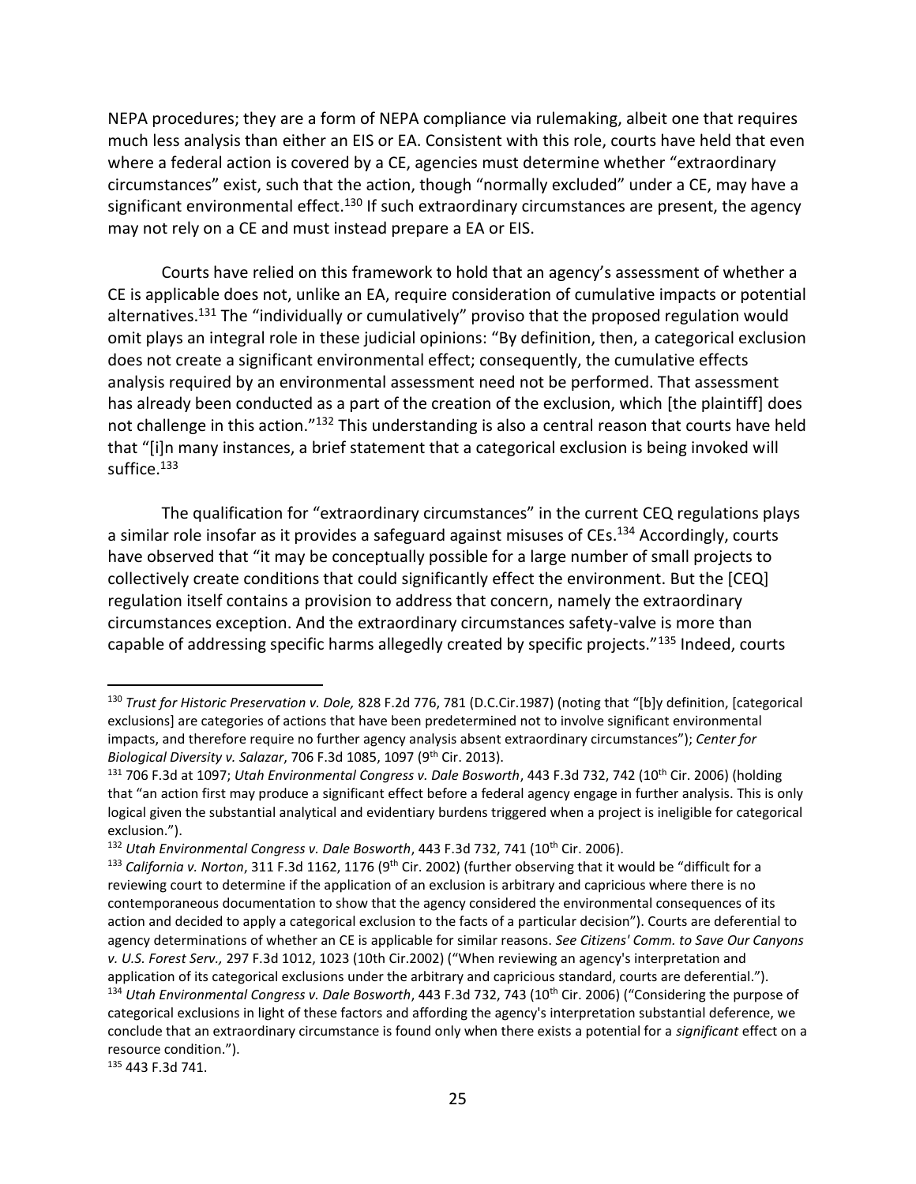NEPA procedures; they are a form of NEPA compliance via rulemaking, albeit one that requires much less analysis than either an EIS or EA. Consistent with this role, courts have held that even where a federal action is covered by a CE, agencies must determine whether "extraordinary circumstances" exist, such that the action, though "normally excluded" under a CE, may have a significant environmental effect.[130] If such extraordinary circumstances are present, the agency may not rely on a CE and must instead prepare a EA or EIS.

Courts have relied on this framework to hold that an agency's assessment of whether a CE is applicable does not, unlike an EA, require consideration of cumulative impacts or potential alternatives.[131] The "individually or cumulatively" proviso that the proposed regulation would omit plays an integral role in these judicial opinions: "By definition, then, a categorical exclusion does not create a significant environmental effect; consequently, the cumulative effects analysis required by an environmental assessment need not be performed. That assessment has already been conducted as a part of the creation of the exclusion, which [the plaintiff] does not challenge in this action."[132] This understanding is also a central reason that courts have held that "[i]n many instances, a brief statement that a categorical exclusion is being invoked will suffice.[133]

The qualification for "extraordinary circumstances" in the current CEQ regulations plays a similar role insofar as it provides a safeguard against misuses of CEs.[134] Accordingly, courts have observed that "it may be conceptually possible for a large number of small projects to collectively create conditions that could significantly effect the environment. But the [CEQ] regulation itself contains a provision to address that concern, namely the extraordinary circumstances exception. And the extraordinary circumstances safety-valve is more than capable of addressing specific harms allegedly created by specific projects."[135] Indeed, courts

---

[130] *Trust for Historic Preservation v. Dole,* 828 F.2d 776, 781 (D.C.Cir.1987) (noting that "[b]y definition, [categorical exclusions] are categories of actions that have been predetermined not to involve significant environmental impacts, and therefore require no further agency analysis absent extraordinary circumstances"); *Center for Biological Diversity v. Salazar*, 706 F.3d 1085, 1097 (9th Cir. 2013).

[131] 706 F.3d at 1097; *Utah Environmental Congress v. Dale Bosworth*, 443 F.3d 732, 742 (10th Cir. 2006) (holding that "an action first may produce a significant effect before a federal agency engage in further analysis. This is only logical given the substantial analytical and evidentiary burdens triggered when a project is ineligible for categorical exclusion.").

[132] *Utah Environmental Congress v. Dale Bosworth*, 443 F.3d 732, 741 (10th Cir. 2006).

[133] *California v. Norton*, 311 F.3d 1162, 1176 (9th Cir. 2002) (further observing that it would be "difficult for a reviewing court to determine if the application of an exclusion is arbitrary and capricious where there is no contemporaneous documentation to show that the agency considered the environmental consequences of its action and decided to apply a categorical exclusion to the facts of a particular decision"). Courts are deferential to agency determinations of whether an CE is applicable for similar reasons. *See Citizens' Comm. to Save Our Canyons v. U.S. Forest Serv.,* 297 F.3d 1012, 1023 (10th Cir.2002) ("When reviewing an agency's interpretation and application of its categorical exclusions under the arbitrary and capricious standard, courts are deferential.").

[134] *Utah Environmental Congress v. Dale Bosworth*, 443 F.3d 732, 743 (10th Cir. 2006) ("Considering the purpose of categorical exclusions in light of these factors and affording the agency's interpretation substantial deference, we conclude that an extraordinary circumstance is found only when there exists a potential for a *significant* effect on a resource condition.").

[135] 443 F.3d 741.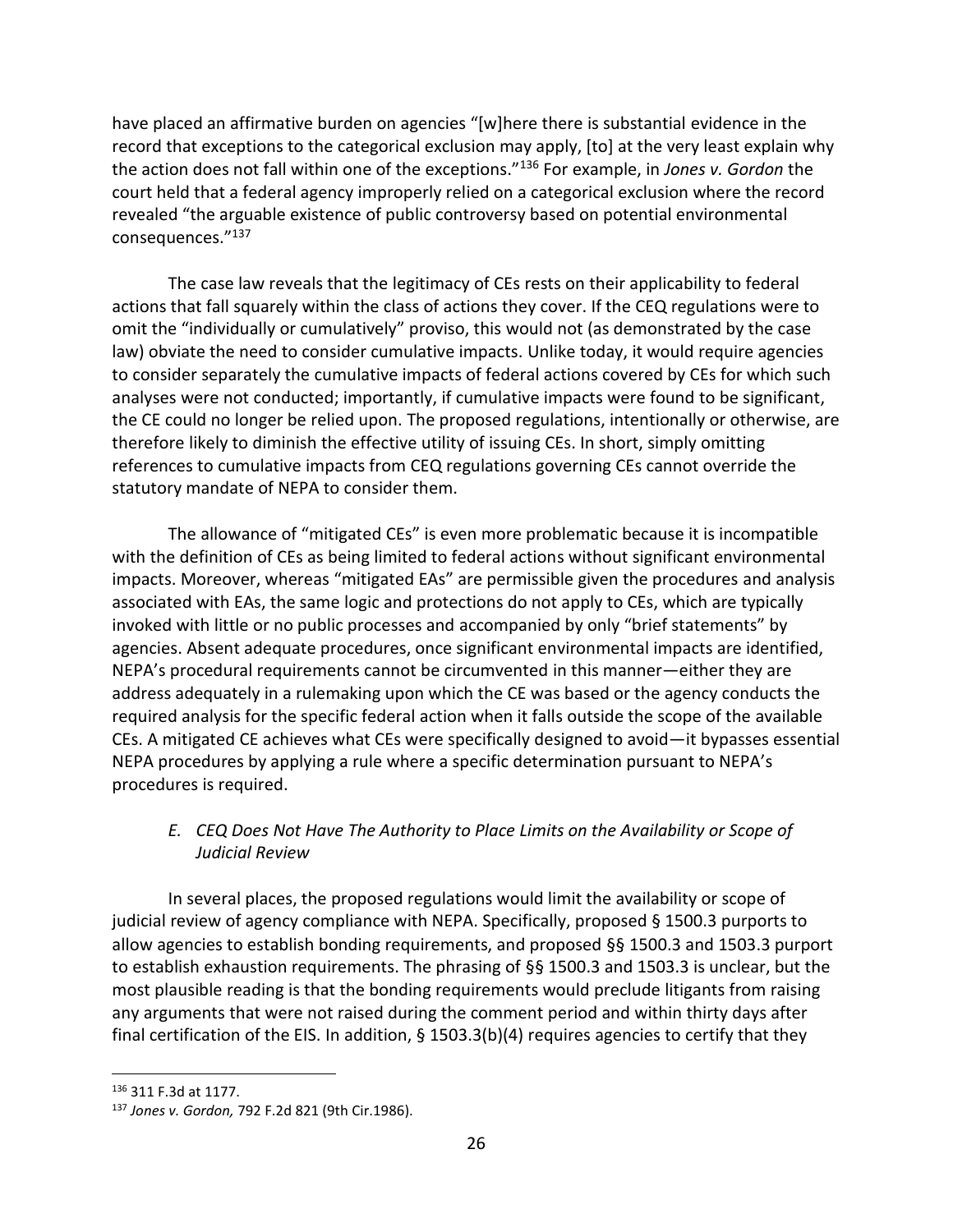have placed an affirmative burden on agencies "[w]here there is substantial evidence in the record that exceptions to the categorical exclusion may apply, [to] at the very least explain why the action does not fall within one of the exceptions."[136] For example, in *Jones v. Gordon* the court held that a federal agency improperly relied on a categorical exclusion where the record revealed "the arguable existence of public controversy based on potential environmental consequences."[137]

The case law reveals that the legitimacy of CEs rests on their applicability to federal actions that fall squarely within the class of actions they cover. If the CEQ regulations were to omit the "individually or cumulatively" proviso, this would not (as demonstrated by the case law) obviate the need to consider cumulative impacts. Unlike today, it would require agencies to consider separately the cumulative impacts of federal actions covered by CEs for which such analyses were not conducted; importantly, if cumulative impacts were found to be significant, the CE could no longer be relied upon. The proposed regulations, intentionally or otherwise, are therefore likely to diminish the effective utility of issuing CEs. In short, simply omitting references to cumulative impacts from CEQ regulations governing CEs cannot override the statutory mandate of NEPA to consider them.

The allowance of "mitigated CEs" is even more problematic because it is incompatible with the definition of CEs as being limited to federal actions without significant environmental impacts. Moreover, whereas "mitigated EAs" are permissible given the procedures and analysis associated with EAs, the same logic and protections do not apply to CEs, which are typically invoked with little or no public processes and accompanied by only "brief statements" by agencies. Absent adequate procedures, once significant environmental impacts are identified, NEPA's procedural requirements cannot be circumvented in this manner—either they are address adequately in a rulemaking upon which the CE was based or the agency conducts the required analysis for the specific federal action when it falls outside the scope of the available CEs. A mitigated CE achieves what CEs were specifically designed to avoid—it bypasses essential NEPA procedures by applying a rule where a specific determination pursuant to NEPA's procedures is required.

### *E. CEQ Does Not Have The Authority to Place Limits on the Availability or Scope of Judicial Review*

In several places, the proposed regulations would limit the availability or scope of judicial review of agency compliance with NEPA. Specifically, proposed § 1500.3 purports to allow agencies to establish bonding requirements, and proposed §§ 1500.3 and 1503.3 purport to establish exhaustion requirements. The phrasing of §§ 1500.3 and 1503.3 is unclear, but the most plausible reading is that the bonding requirements would preclude litigants from raising any arguments that were not raised during the comment period and within thirty days after final certification of the EIS. In addition, § 1503.3(b)(4) requires agencies to certify that they

---

[136] 311 F.3d at 1177.

[137] *Jones v. Gordon,* 792 F.2d 821 (9th Cir.1986).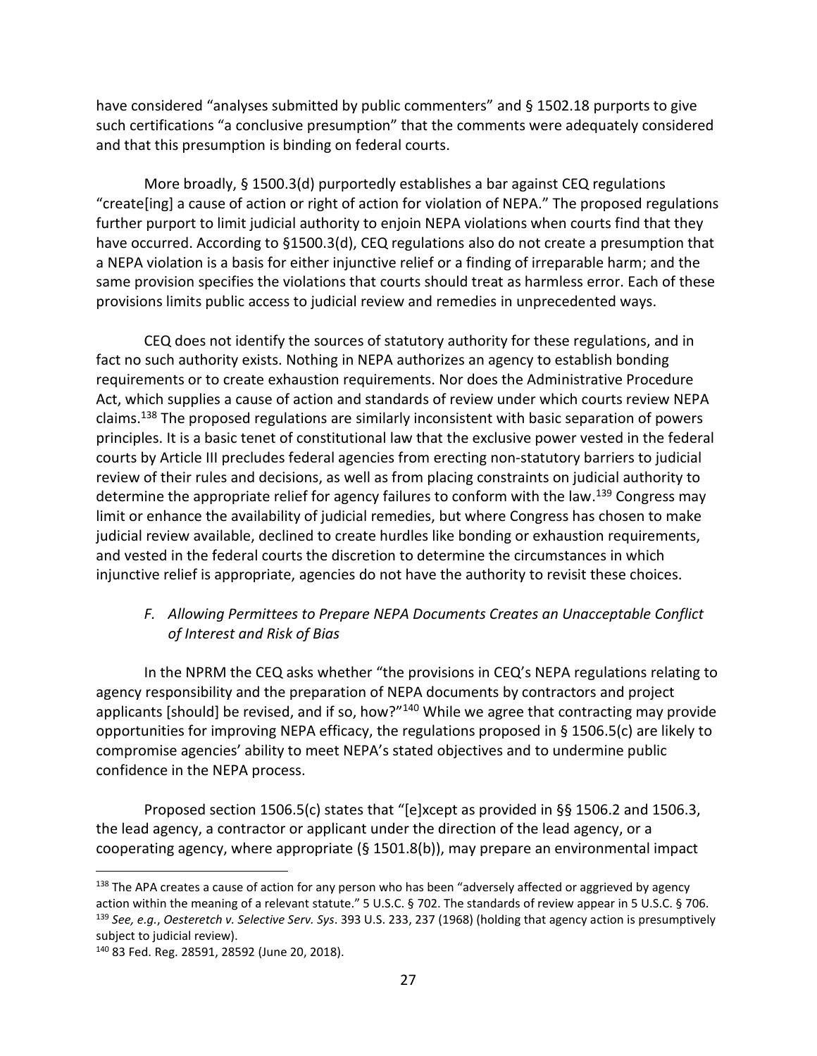have considered "analyses submitted by public commenters" and § 1502.18 purports to give such certifications "a conclusive presumption" that the comments were adequately considered and that this presumption is binding on federal courts.

More broadly, § 1500.3(d) purportedly establishes a bar against CEQ regulations "create[ing] a cause of action or right of action for violation of NEPA." The proposed regulations further purport to limit judicial authority to enjoin NEPA violations when courts find that they have occurred. According to §1500.3(d), CEQ regulations also do not create a presumption that a NEPA violation is a basis for either injunctive relief or a finding of irreparable harm; and the same provision specifies the violations that courts should treat as harmless error. Each of these provisions limits public access to judicial review and remedies in unprecedented ways.

CEQ does not identify the sources of statutory authority for these regulations, and in fact no such authority exists. Nothing in NEPA authorizes an agency to establish bonding requirements or to create exhaustion requirements. Nor does the Administrative Procedure Act, which supplies a cause of action and standards of review under which courts review NEPA claims.[138] The proposed regulations are similarly inconsistent with basic separation of powers principles. It is a basic tenet of constitutional law that the exclusive power vested in the federal courts by Article III precludes federal agencies from erecting non-statutory barriers to judicial review of their rules and decisions, as well as from placing constraints on judicial authority to determine the appropriate relief for agency failures to conform with the law.[139] Congress may limit or enhance the availability of judicial remedies, but where Congress has chosen to make judicial review available, declined to create hurdles like bonding or exhaustion requirements, and vested in the federal courts the discretion to determine the circumstances in which injunctive relief is appropriate, agencies do not have the authority to revisit these choices.

### *F. Allowing Permittees to Prepare NEPA Documents Creates an Unacceptable Conflict of Interest and Risk of Bias*

In the NPRM the CEQ asks whether "the provisions in CEQ's NEPA regulations relating to agency responsibility and the preparation of NEPA documents by contractors and project applicants [should] be revised, and if so, how?"[140] While we agree that contracting may provide opportunities for improving NEPA efficacy, the regulations proposed in § 1506.5(c) are likely to compromise agencies' ability to meet NEPA's stated objectives and to undermine public confidence in the NEPA process.

Proposed section 1506.5(c) states that "[e]xcept as provided in §§ 1506.2 and 1506.3, the lead agency, a contractor or applicant under the direction of the lead agency, or a cooperating agency, where appropriate (§ 1501.8(b)), may prepare an environmental impact

---

[138] The APA creates a cause of action for any person who has been "adversely affected or aggrieved by agency action within the meaning of a relevant statute." 5 U.S.C. § 702. The standards of review appear in 5 U.S.C. § 706.

[139] *See, e.g.*, *Oesteretch v. Selective Serv. Sys*. 393 U.S. 233, 237 (1968) (holding that agency action is presumptively subject to judicial review).

[140] 83 Fed. Reg. 28591, 28592 (June 20, 2018).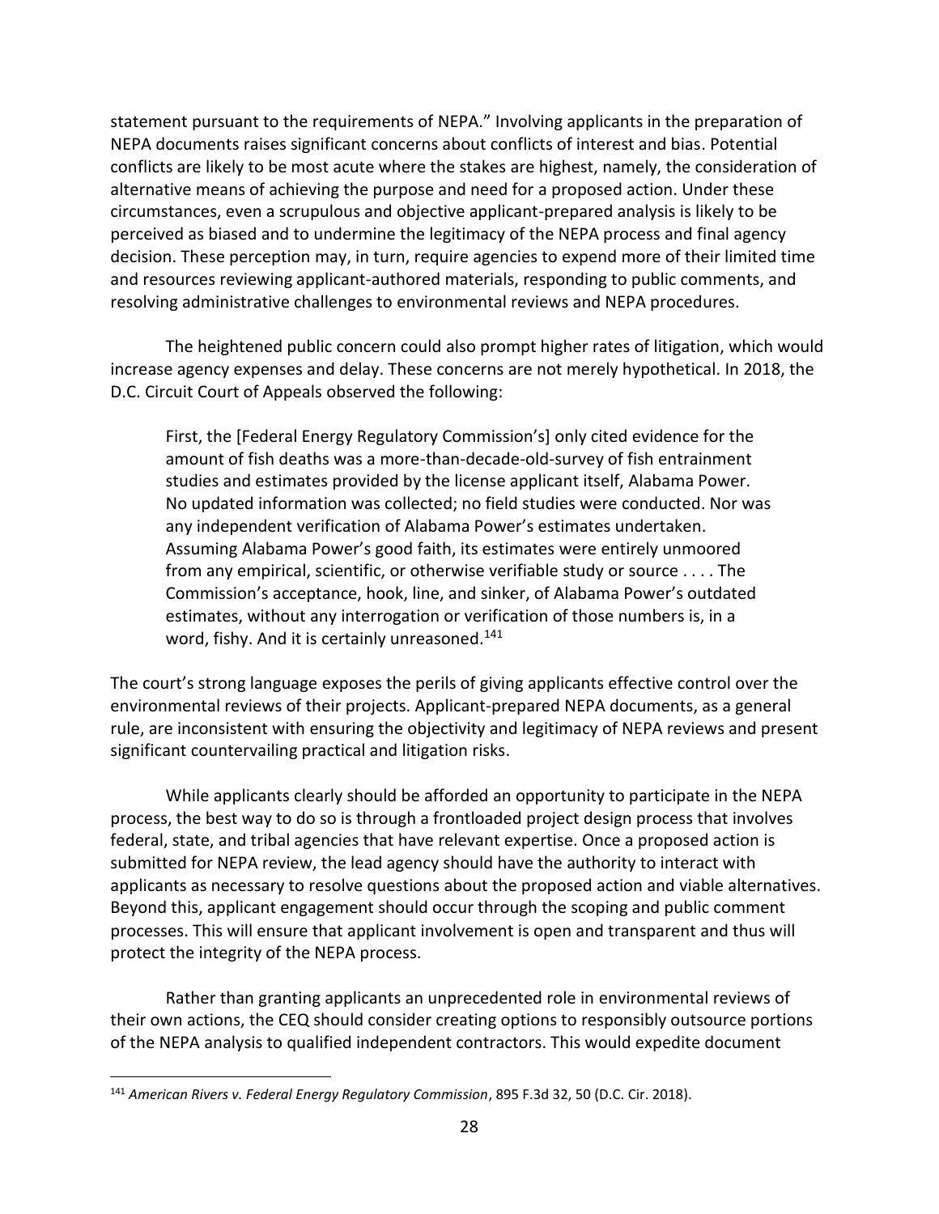statement pursuant to the requirements of NEPA." Involving applicants in the preparation of NEPA documents raises significant concerns about conflicts of interest and bias. Potential conflicts are likely to be most acute where the stakes are highest, namely, the consideration of alternative means of achieving the purpose and need for a proposed action. Under these circumstances, even a scrupulous and objective applicant-prepared analysis is likely to be perceived as biased and to undermine the legitimacy of the NEPA process and final agency decision. These perception may, in turn, require agencies to expend more of their limited time and resources reviewing applicant-authored materials, responding to public comments, and resolving administrative challenges to environmental reviews and NEPA procedures.

The heightened public concern could also prompt higher rates of litigation, which would increase agency expenses and delay. These concerns are not merely hypothetical. In 2018, the D.C. Circuit Court of Appeals observed the following:

> First, the [Federal Energy Regulatory Commission's] only cited evidence for the amount of fish deaths was a more-than-decade-old-survey of fish entrainment studies and estimates provided by the license applicant itself, Alabama Power. No updated information was collected; no field studies were conducted. Nor was any independent verification of Alabama Power's estimates undertaken. Assuming Alabama Power's good faith, its estimates were entirely unmoored from any empirical, scientific, or otherwise verifiable study or source . . . . The Commission's acceptance, hook, line, and sinker, of Alabama Power's outdated estimates, without any interrogation or verification of those numbers is, in a word, fishy. And it is certainly unreasoned.[141]

The court's strong language exposes the perils of giving applicants effective control over the environmental reviews of their projects. Applicant-prepared NEPA documents, as a general rule, are inconsistent with ensuring the objectivity and legitimacy of NEPA reviews and present significant countervailing practical and litigation risks.

While applicants clearly should be afforded an opportunity to participate in the NEPA process, the best way to do so is through a frontloaded project design process that involves federal, state, and tribal agencies that have relevant expertise. Once a proposed action is submitted for NEPA review, the lead agency should have the authority to interact with applicants as necessary to resolve questions about the proposed action and viable alternatives. Beyond this, applicant engagement should occur through the scoping and public comment processes. This will ensure that applicant involvement is open and transparent and thus will protect the integrity of the NEPA process.

Rather than granting applicants an unprecedented role in environmental reviews of their own actions, the CEQ should consider creating options to responsibly outsource portions of the NEPA analysis to qualified independent contractors. This would expedite document

---

[141] *American Rivers v. Federal Energy Regulatory Commission*, 895 F.3d 32, 50 (D.C. Cir. 2018).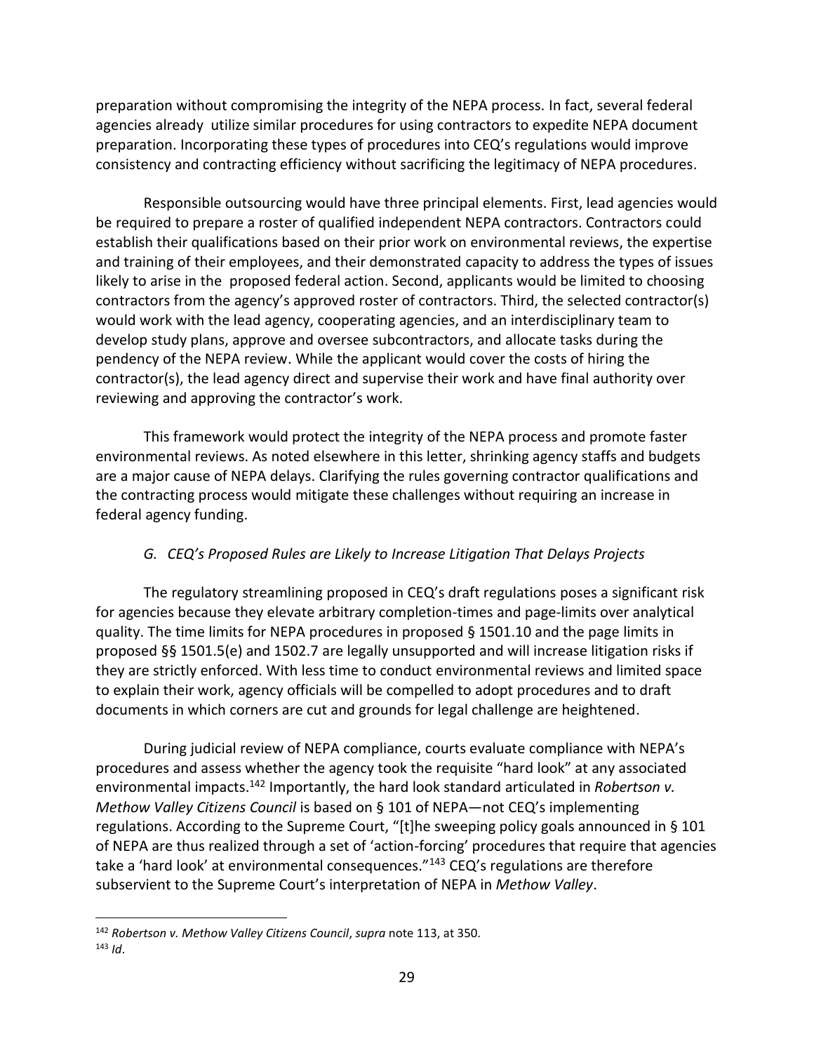preparation without compromising the integrity of the NEPA process. In fact, several federal agencies already utilize similar procedures for using contractors to expedite NEPA document preparation. Incorporating these types of procedures into CEQ's regulations would improve consistency and contracting efficiency without sacrificing the legitimacy of NEPA procedures.

Responsible outsourcing would have three principal elements. First, lead agencies would be required to prepare a roster of qualified independent NEPA contractors. Contractors could establish their qualifications based on their prior work on environmental reviews, the expertise and training of their employees, and their demonstrated capacity to address the types of issues likely to arise in the proposed federal action. Second, applicants would be limited to choosing contractors from the agency's approved roster of contractors. Third, the selected contractor(s) would work with the lead agency, cooperating agencies, and an interdisciplinary team to develop study plans, approve and oversee subcontractors, and allocate tasks during the pendency of the NEPA review. While the applicant would cover the costs of hiring the contractor(s), the lead agency direct and supervise their work and have final authority over reviewing and approving the contractor's work.

This framework would protect the integrity of the NEPA process and promote faster environmental reviews. As noted elsewhere in this letter, shrinking agency staffs and budgets are a major cause of NEPA delays. Clarifying the rules governing contractor qualifications and the contracting process would mitigate these challenges without requiring an increase in federal agency funding.

### *G. CEQ's Proposed Rules are Likely to Increase Litigation That Delays Projects*

The regulatory streamlining proposed in CEQ's draft regulations poses a significant risk for agencies because they elevate arbitrary completion-times and page-limits over analytical quality. The time limits for NEPA procedures in proposed § 1501.10 and the page limits in proposed §§ 1501.5(e) and 1502.7 are legally unsupported and will increase litigation risks if they are strictly enforced. With less time to conduct environmental reviews and limited space to explain their work, agency officials will be compelled to adopt procedures and to draft documents in which corners are cut and grounds for legal challenge are heightened.

During judicial review of NEPA compliance, courts evaluate compliance with NEPA's procedures and assess whether the agency took the requisite "hard look" at any associated environmental impacts.[142] Importantly, the hard look standard articulated in *Robertson v. Methow Valley Citizens Council* is based on § 101 of NEPA—not CEQ's implementing regulations. According to the Supreme Court, "[t]he sweeping policy goals announced in § 101 of NEPA are thus realized through a set of 'action-forcing' procedures that require that agencies take a 'hard look' at environmental consequences."[143] CEQ's regulations are therefore subservient to the Supreme Court's interpretation of NEPA in *Methow Valley*.

[142] *Robertson v. Methow Valley Citizens Council*, *supra* note 113, at 350.

[143] *Id*.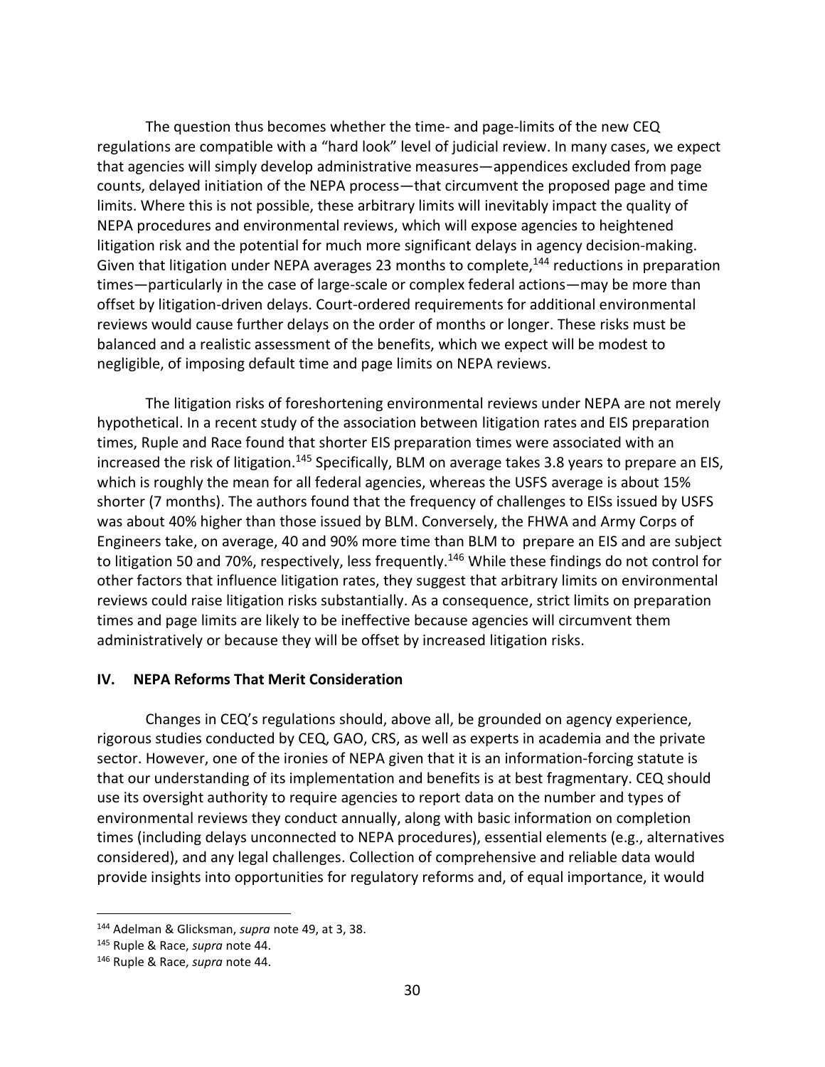The question thus becomes whether the time- and page-limits of the new CEQ regulations are compatible with a "hard look" level of judicial review. In many cases, we expect that agencies will simply develop administrative measures—appendices excluded from page counts, delayed initiation of the NEPA process—that circumvent the proposed page and time limits. Where this is not possible, these arbitrary limits will inevitably impact the quality of NEPA procedures and environmental reviews, which will expose agencies to heightened litigation risk and the potential for much more significant delays in agency decision-making. Given that litigation under NEPA averages 23 months to complete,[144] reductions in preparation times—particularly in the case of large-scale or complex federal actions—may be more than offset by litigation-driven delays. Court-ordered requirements for additional environmental reviews would cause further delays on the order of months or longer. These risks must be balanced and a realistic assessment of the benefits, which we expect will be modest to negligible, of imposing default time and page limits on NEPA reviews.

The litigation risks of foreshortening environmental reviews under NEPA are not merely hypothetical. In a recent study of the association between litigation rates and EIS preparation times, Ruple and Race found that shorter EIS preparation times were associated with an increased the risk of litigation.[145] Specifically, BLM on average takes 3.8 years to prepare an EIS, which is roughly the mean for all federal agencies, whereas the USFS average is about 15% shorter (7 months). The authors found that the frequency of challenges to EISs issued by USFS was about 40% higher than those issued by BLM. Conversely, the FHWA and Army Corps of Engineers take, on average, 40 and 90% more time than BLM to prepare an EIS and are subject to litigation 50 and 70%, respectively, less frequently.[146] While these findings do not control for other factors that influence litigation rates, they suggest that arbitrary limits on environmental reviews could raise litigation risks substantially. As a consequence, strict limits on preparation times and page limits are likely to be ineffective because agencies will circumvent them administratively or because they will be offset by increased litigation risks.

## IV. NEPA Reforms That Merit Consideration

Changes in CEQ's regulations should, above all, be grounded on agency experience, rigorous studies conducted by CEQ, GAO, CRS, as well as experts in academia and the private sector. However, one of the ironies of NEPA given that it is an information-forcing statute is that our understanding of its implementation and benefits is at best fragmentary. CEQ should use its oversight authority to require agencies to report data on the number and types of environmental reviews they conduct annually, along with basic information on completion times (including delays unconnected to NEPA procedures), essential elements (e.g., alternatives considered), and any legal challenges. Collection of comprehensive and reliable data would provide insights into opportunities for regulatory reforms and, of equal importance, it would

---

[144] Adelman & Glicksman, *supra* note 49, at 3, 38.

[145] Ruple & Race, *supra* note 44.

[146] Ruple & Race, *supra* note 44.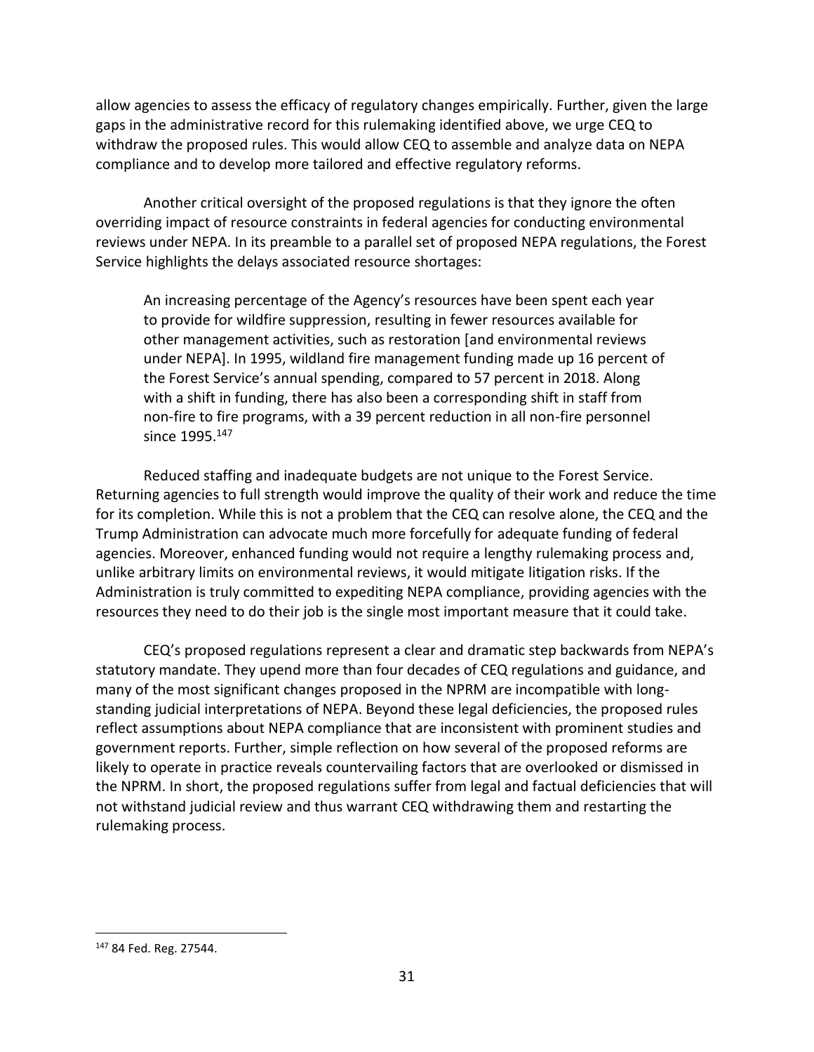allow agencies to assess the efficacy of regulatory changes empirically. Further, given the large gaps in the administrative record for this rulemaking identified above, we urge CEQ to withdraw the proposed rules. This would allow CEQ to assemble and analyze data on NEPA compliance and to develop more tailored and effective regulatory reforms.

Another critical oversight of the proposed regulations is that they ignore the often overriding impact of resource constraints in federal agencies for conducting environmental reviews under NEPA. In its preamble to a parallel set of proposed NEPA regulations, the Forest Service highlights the delays associated resource shortages:

> An increasing percentage of the Agency's resources have been spent each year to provide for wildfire suppression, resulting in fewer resources available for other management activities, such as restoration [and environmental reviews under NEPA]. In 1995, wildland fire management funding made up 16 percent of the Forest Service's annual spending, compared to 57 percent in 2018. Along with a shift in funding, there has also been a corresponding shift in staff from non-fire to fire programs, with a 39 percent reduction in all non-fire personnel since 1995.[147]

Reduced staffing and inadequate budgets are not unique to the Forest Service. Returning agencies to full strength would improve the quality of their work and reduce the time for its completion. While this is not a problem that the CEQ can resolve alone, the CEQ and the Trump Administration can advocate much more forcefully for adequate funding of federal agencies. Moreover, enhanced funding would not require a lengthy rulemaking process and, unlike arbitrary limits on environmental reviews, it would mitigate litigation risks. If the Administration is truly committed to expediting NEPA compliance, providing agencies with the resources they need to do their job is the single most important measure that it could take.

CEQ's proposed regulations represent a clear and dramatic step backwards from NEPA's statutory mandate. They upend more than four decades of CEQ regulations and guidance, and many of the most significant changes proposed in the NPRM are incompatible with long-standing judicial interpretations of NEPA. Beyond these legal deficiencies, the proposed rules reflect assumptions about NEPA compliance that are inconsistent with prominent studies and government reports. Further, simple reflection on how several of the proposed reforms are likely to operate in practice reveals countervailing factors that are overlooked or dismissed in the NPRM. In short, the proposed regulations suffer from legal and factual deficiencies that will not withstand judicial review and thus warrant CEQ withdrawing them and restarting the rulemaking process.

---

[147] 84 Fed. Reg. 27544.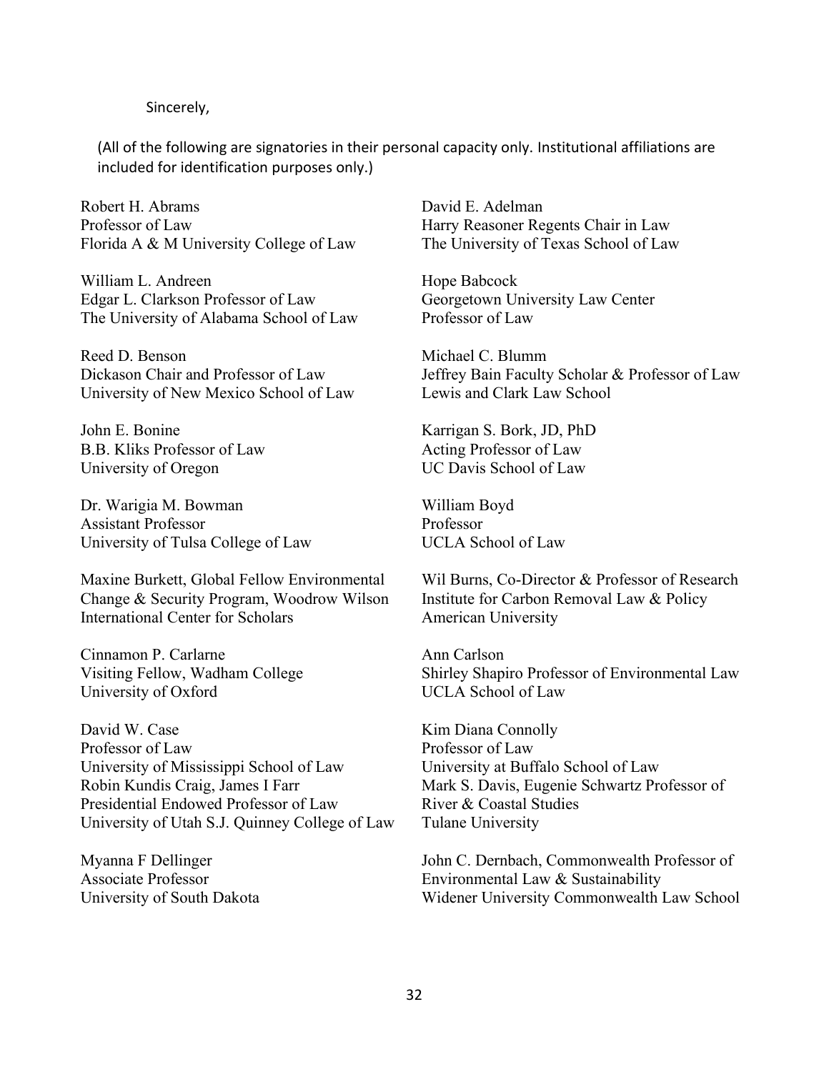Sincerely,

(All of the following are signatories in their personal capacity only. Institutional affiliations are included for identification purposes only.)

Robert H. Abrams
Professor of Law
Florida A & M University College of Law

David E. Adelman
Harry Reasoner Regents Chair in Law
The University of Texas School of Law

William L. Andreen
Edgar L. Clarkson Professor of Law
The University of Alabama School of Law

Hope Babcock
Georgetown University Law Center
Professor of Law

Reed D. Benson
Dickason Chair and Professor of Law
University of New Mexico School of Law

Michael C. Blumm
Jeffrey Bain Faculty Scholar & Professor of Law
Lewis and Clark Law School

John E. Bonine
B.B. Kliks Professor of Law
University of Oregon

Karrigan S. Bork, JD, PhD
Acting Professor of Law
UC Davis School of Law

Dr. Warigia M. Bowman
Assistant Professor
University of Tulsa College of Law

William Boyd
Professor
UCLA School of Law

Maxine Burkett, Global Fellow Environmental Change & Security Program, Woodrow Wilson International Center for Scholars

Wil Burns, Co-Director & Professor of Research
Institute for Carbon Removal Law & Policy
American University

Cinnamon P. Carlarne
Visiting Fellow, Wadham College
University of Oxford

Ann Carlson
Shirley Shapiro Professor of Environmental Law
UCLA School of Law

David W. Case
Professor of Law
University of Mississippi School of Law

Kim Diana Connolly
Professor of Law
University at Buffalo School of Law

Robin Kundis Craig, James I Farr
Presidential Endowed Professor of Law
University of Utah S.J. Quinney College of Law

Mark S. Davis, Eugenie Schwartz Professor of River & Coastal Studies
Tulane University

Myanna F Dellinger
Associate Professor
University of South Dakota

John C. Dernbach, Commonwealth Professor of Environmental Law & Sustainability
Widener University Commonwealth Law School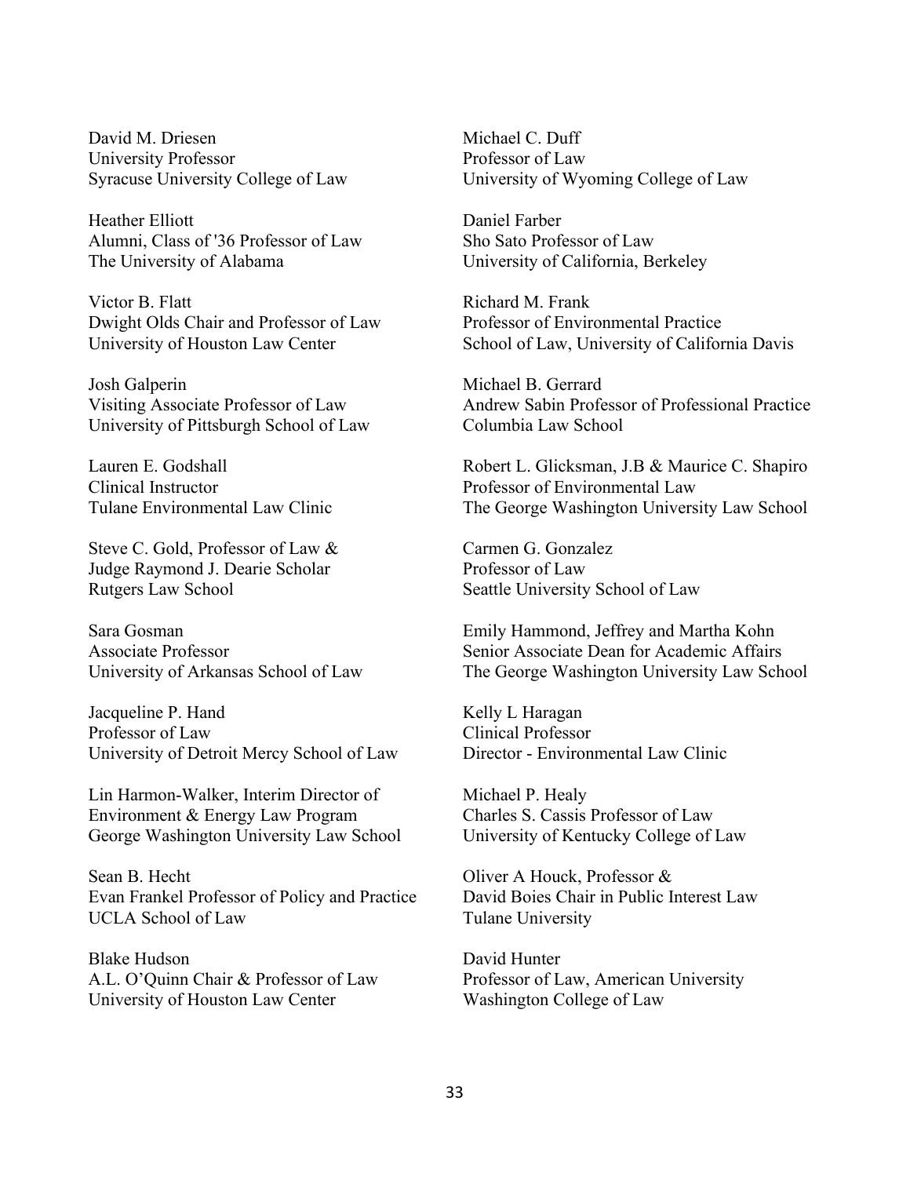David M. Driesen
University Professor
Syracuse University College of Law

Michael C. Duff
Professor of Law
University of Wyoming College of Law

Heather Elliott
Alumni, Class of '36 Professor of Law
The University of Alabama

Daniel Farber
Sho Sato Professor of Law
University of California, Berkeley

Victor B. Flatt
Dwight Olds Chair and Professor of Law
University of Houston Law Center

Richard M. Frank
Professor of Environmental Practice
School of Law, University of California Davis

Josh Galperin
Visiting Associate Professor of Law
University of Pittsburgh School of Law

Michael B. Gerrard
Andrew Sabin Professor of Professional Practice
Columbia Law School

Lauren E. Godshall
Clinical Instructor
Tulane Environmental Law Clinic

Robert L. Glicksman, J.B & Maurice C. Shapiro
Professor of Environmental Law
The George Washington University Law School

Steve C. Gold, Professor of Law &
Judge Raymond J. Dearie Scholar
Rutgers Law School

Carmen G. Gonzalez
Professor of Law
Seattle University School of Law

Sara Gosman
Associate Professor
University of Arkansas School of Law

Emily Hammond, Jeffrey and Martha Kohn
Senior Associate Dean for Academic Affairs
The George Washington University Law School

Jacqueline P. Hand
Professor of Law
University of Detroit Mercy School of Law

Kelly L Haragan
Clinical Professor
Director - Environmental Law Clinic

Lin Harmon-Walker, Interim Director of
Environment & Energy Law Program
George Washington University Law School

Michael P. Healy
Charles S. Cassis Professor of Law
University of Kentucky College of Law

Sean B. Hecht
Evan Frankel Professor of Policy and Practice
UCLA School of Law

Oliver A Houck, Professor &
David Boies Chair in Public Interest Law
Tulane University

Blake Hudson
A.L. O'Quinn Chair & Professor of Law
University of Houston Law Center

David Hunter
Professor of Law, American University
Washington College of Law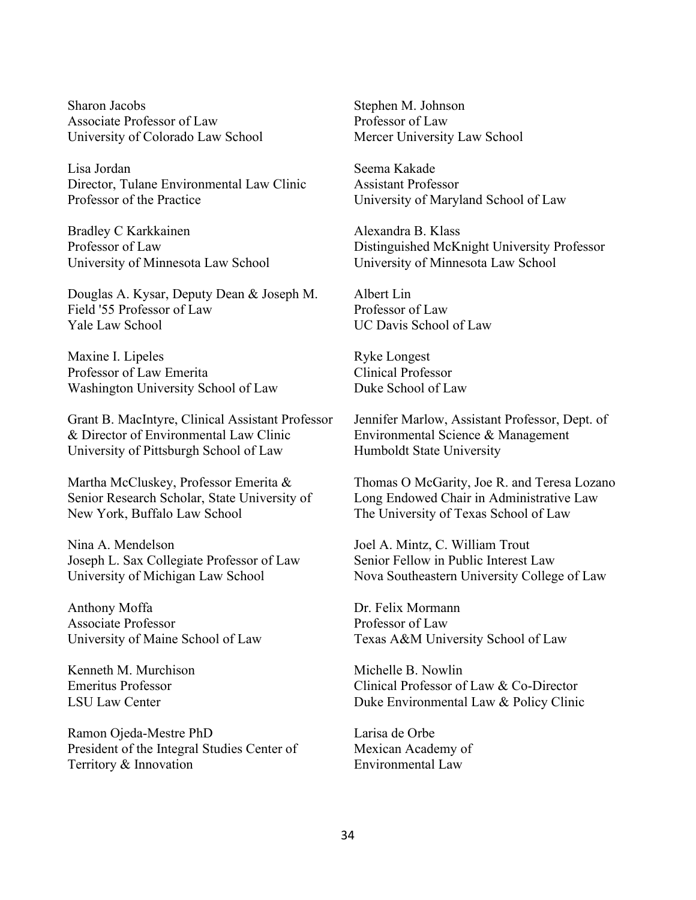Sharon Jacobs  
Associate Professor of Law  
University of Colorado Law School

Stephen M. Johnson  
Professor of Law  
Mercer University Law School

Lisa Jordan  
Director, Tulane Environmental Law Clinic  
Professor of the Practice

Seema Kakade  
Assistant Professor  
University of Maryland School of Law

Bradley C Karkkainen  
Professor of Law  
University of Minnesota Law School

Alexandra B. Klass  
Distinguished McKnight University Professor  
University of Minnesota Law School

Douglas A. Kysar, Deputy Dean & Joseph M. Field '55 Professor of Law  
Yale Law School

Albert Lin  
Professor of Law  
UC Davis School of Law

Maxine I. Lipeles  
Professor of Law Emerita  
Washington University School of Law

Ryke Longest  
Clinical Professor  
Duke School of Law

Grant B. MacIntyre, Clinical Assistant Professor & Director of Environmental Law Clinic  
University of Pittsburgh School of Law

Jennifer Marlow, Assistant Professor, Dept. of Environmental Science & Management  
Humboldt State University

Martha McCluskey, Professor Emerita & Senior Research Scholar, State University of New York, Buffalo Law School

Thomas O McGarity, Joe R. and Teresa Lozano Long Endowed Chair in Administrative Law  
The University of Texas School of Law

Nina A. Mendelson  
Joseph L. Sax Collegiate Professor of Law  
University of Michigan Law School

Joel A. Mintz, C. William Trout  
Senior Fellow in Public Interest Law  
Nova Southeastern University College of Law

Anthony Moffa  
Associate Professor  
University of Maine School of Law

Dr. Felix Mormann  
Professor of Law  
Texas A&M University School of Law

Kenneth M. Murchison  
Emeritus Professor  
LSU Law Center

Michelle B. Nowlin  
Clinical Professor of Law & Co-Director  
Duke Environmental Law & Policy Clinic

Ramon Ojeda-Mestre PhD  
President of the Integral Studies Center of Territory & Innovation

Larisa de Orbe  
Mexican Academy of Environmental Law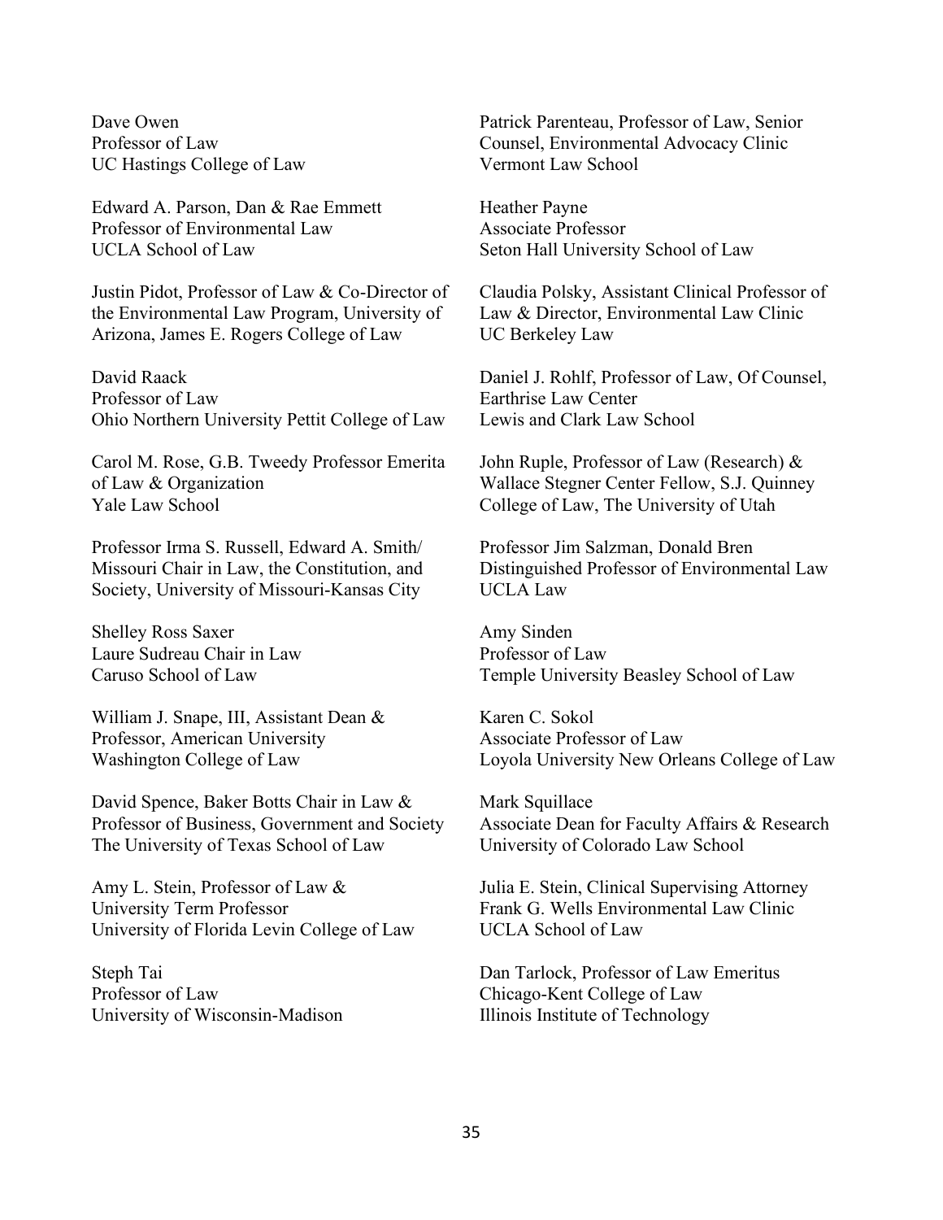Dave Owen
Professor of Law
UC Hastings College of Law

Patrick Parenteau, Professor of Law, Senior Counsel, Environmental Advocacy Clinic
Vermont Law School

Edward A. Parson, Dan & Rae Emmett Professor of Environmental Law
UCLA School of Law

Heather Payne
Associate Professor
Seton Hall University School of Law

Justin Pidot, Professor of Law & Co-Director of the Environmental Law Program, University of Arizona, James E. Rogers College of Law

Claudia Polsky, Assistant Clinical Professor of Law & Director, Environmental Law Clinic
UC Berkeley Law

David Raack
Professor of Law
Ohio Northern University Pettit College of Law

Daniel J. Rohlf, Professor of Law, Of Counsel, Earthrise Law Center
Lewis and Clark Law School

Carol M. Rose, G.B. Tweedy Professor Emerita of Law & Organization
Yale Law School

John Ruple, Professor of Law (Research) & Wallace Stegner Center Fellow, S.J. Quinney College of Law, The University of Utah

Professor Irma S. Russell, Edward A. Smith/ Missouri Chair in Law, the Constitution, and Society, University of Missouri-Kansas City

Professor Jim Salzman, Donald Bren Distinguished Professor of Environmental Law
UCLA Law

Shelley Ross Saxer
Laure Sudreau Chair in Law
Caruso School of Law

Amy Sinden
Professor of Law
Temple University Beasley School of Law

William J. Snape, III, Assistant Dean & Professor, American University
Washington College of Law

Karen C. Sokol
Associate Professor of Law
Loyola University New Orleans College of Law

David Spence, Baker Botts Chair in Law & Professor of Business, Government and Society
The University of Texas School of Law

Mark Squillace
Associate Dean for Faculty Affairs & Research
University of Colorado Law School

Amy L. Stein, Professor of Law & University Term Professor
University of Florida Levin College of Law

Julia E. Stein, Clinical Supervising Attorney
Frank G. Wells Environmental Law Clinic
UCLA School of Law

Steph Tai
Professor of Law
University of Wisconsin-Madison

Dan Tarlock, Professor of Law Emeritus
Chicago-Kent College of Law
Illinois Institute of Technology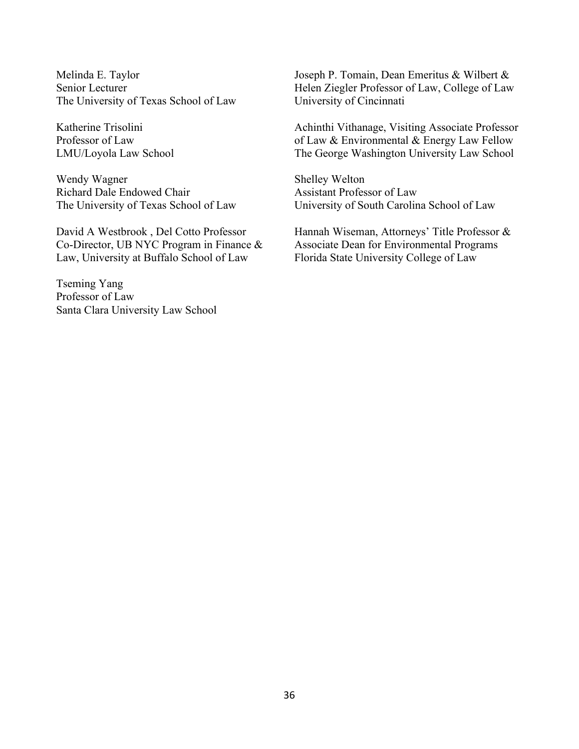Melinda E. Taylor
Senior Lecturer
The University of Texas School of Law

Joseph P. Tomain, Dean Emeritus & Wilbert & Helen Ziegler Professor of Law, College of Law
University of Cincinnati

Katherine Trisolini
Professor of Law
LMU/Loyola Law School

Achinthi Vithanage, Visiting Associate Professor of Law & Environmental & Energy Law Fellow
The George Washington University Law School

Wendy Wagner
Richard Dale Endowed Chair
The University of Texas School of Law

Shelley Welton
Assistant Professor of Law
University of South Carolina School of Law

David A Westbrook , Del Cotto Professor
Co-Director, UB NYC Program in Finance & Law, University at Buffalo School of Law

Hannah Wiseman, Attorneys' Title Professor & Associate Dean for Environmental Programs
Florida State University College of Law

Tseming Yang
Professor of Law
Santa Clara University Law School